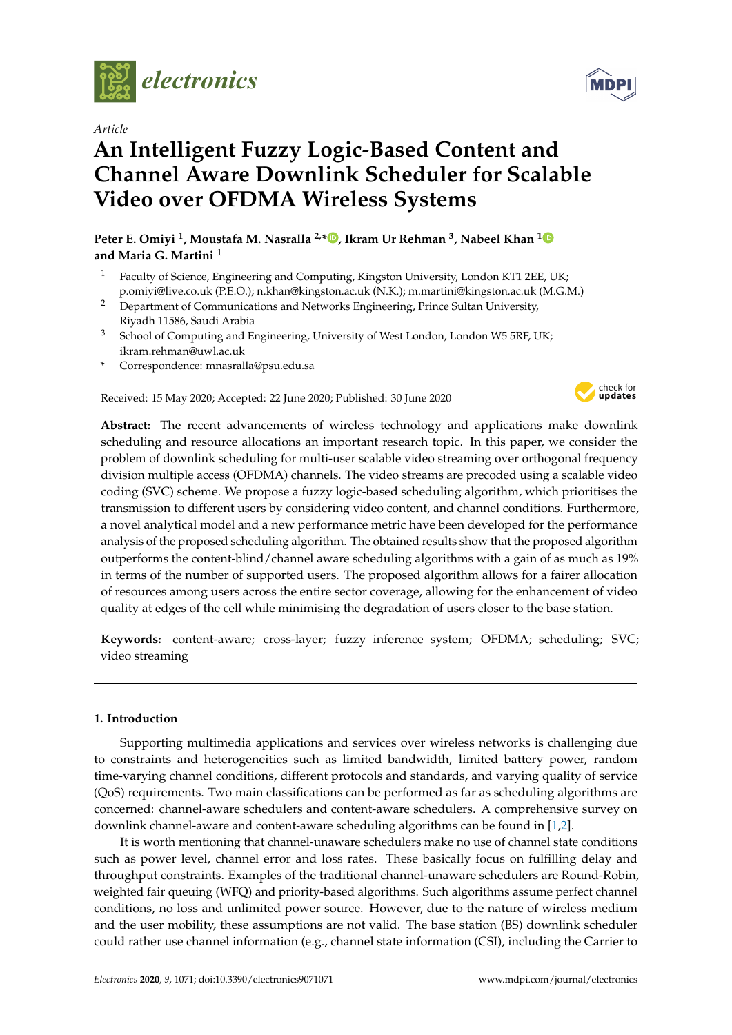*Article*

# An Intelligent Fuzzy Logic-Based Content and Channel Aware Downlink Scheduler for Scalable Video over OFDMA Wireless Systems

**Peter E. Omiyi [1], Moustafa M. Nasralla [2,*], Ikram Ur Rehman [3], Nabeel Khan [1] and Maria G. Martini [1]**

1 Faculty of Science, Engineering and Computing, Kingston University, London KT1 2EE, UK; p.omiyi@live.co.uk (P.E.O.); n.khan@kingston.ac.uk (N.K.); m.martini@kingston.ac.uk (M.G.M.)
2 Department of Communications and Networks Engineering, Prince Sultan University, Riyadh 11586, Saudi Arabia
3 School of Computing and Engineering, University of West London, London W5 5RF, UK; ikram.rehman@uwl.ac.uk
* Correspondence: mnasralla@psu.edu.sa

Received: 15 May 2020; Accepted: 22 June 2020; Published: 30 June 2020

**Abstract:** The recent advancements of wireless technology and applications make downlink scheduling and resource allocations an important research topic. In this paper, we consider the problem of downlink scheduling for multi-user scalable video streaming over orthogonal frequency division multiple access (OFDMA) channels. The video streams are precoded using a scalable video coding (SVC) scheme. We propose a fuzzy logic-based scheduling algorithm, which prioritises the transmission to different users by considering video content, and channel conditions. Furthermore, a novel analytical model and a new performance metric have been developed for the performance analysis of the proposed scheduling algorithm. The obtained results show that the proposed algorithm outperforms the content-blind/channel aware scheduling algorithms with a gain of as much as 19% in terms of the number of supported users. The proposed algorithm allows for a fairer allocation of resources among users across the entire sector coverage, allowing for the enhancement of video quality at edges of the cell while minimising the degradation of users closer to the base station.

**Keywords:** content-aware; cross-layer; fuzzy inference system; OFDMA; scheduling; SVC; video streaming

## 1. Introduction

Supporting multimedia applications and services over wireless networks is challenging due to constraints and heterogeneities such as limited bandwidth, limited battery power, random time-varying channel conditions, different protocols and standards, and varying quality of service (QoS) requirements. Two main classifications can be performed as far as scheduling algorithms are concerned: channel-aware schedulers and content-aware schedulers. A comprehensive survey on downlink channel-aware and content-aware scheduling algorithms can be found in [1,2].

It is worth mentioning that channel-unaware schedulers make no use of channel state conditions such as power level, channel error and loss rates. These basically focus on fulfilling delay and throughput constraints. Examples of the traditional channel-unaware schedulers are Round-Robin, weighted fair queuing (WFQ) and priority-based algorithms. Such algorithms assume perfect channel conditions, no loss and unlimited power source. However, due to the nature of wireless medium and the user mobility, these assumptions are not valid. The base station (BS) downlink scheduler could rather use channel information (e.g., channel state information (CSI), including the Carrier to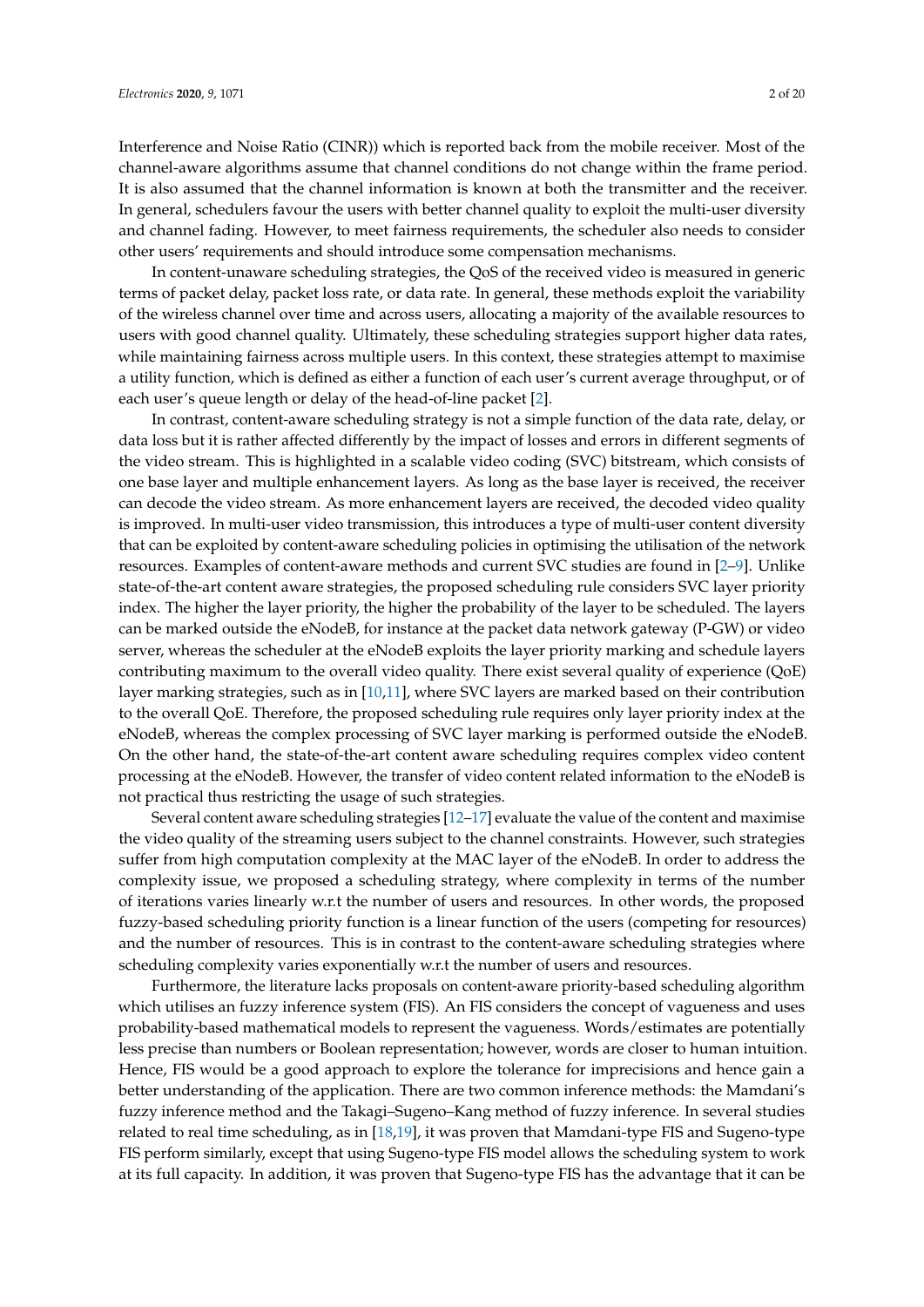Interference and Noise Ratio (CINR)) which is reported back from the mobile receiver. Most of the channel-aware algorithms assume that channel conditions do not change within the frame period. It is also assumed that the channel information is known at both the transmitter and the receiver. In general, schedulers favour the users with better channel quality to exploit the multi-user diversity and channel fading. However, to meet fairness requirements, the scheduler also needs to consider other users' requirements and should introduce some compensation mechanisms.

In content-unaware scheduling strategies, the QoS of the received video is measured in generic terms of packet delay, packet loss rate, or data rate. In general, these methods exploit the variability of the wireless channel over time and across users, allocating a majority of the available resources to users with good channel quality. Ultimately, these scheduling strategies support higher data rates, while maintaining fairness across multiple users. In this context, these strategies attempt to maximise a utility function, which is defined as either a function of each user's current average throughput, or of each user's queue length or delay of the head-of-line packet [2].

In contrast, content-aware scheduling strategy is not a simple function of the data rate, delay, or data loss but it is rather affected differently by the impact of losses and errors in different segments of the video stream. This is highlighted in a scalable video coding (SVC) bitstream, which consists of one base layer and multiple enhancement layers. As long as the base layer is received, the receiver can decode the video stream. As more enhancement layers are received, the decoded video quality is improved. In multi-user video transmission, this introduces a type of multi-user content diversity that can be exploited by content-aware scheduling policies in optimising the utilisation of the network resources. Examples of content-aware methods and current SVC studies are found in [2–9]. Unlike state-of-the-art content aware strategies, the proposed scheduling rule considers SVC layer priority index. The higher the layer priority, the higher the probability of the layer to be scheduled. The layers can be marked outside the eNodeB, for instance at the packet data network gateway (P-GW) or video server, whereas the scheduler at the eNodeB exploits the layer priority marking and schedule layers contributing maximum to the overall video quality. There exist several quality of experience (QoE) layer marking strategies, such as in [10,11], where SVC layers are marked based on their contribution to the overall QoE. Therefore, the proposed scheduling rule requires only layer priority index at the eNodeB, whereas the complex processing of SVC layer marking is performed outside the eNodeB. On the other hand, the state-of-the-art content aware scheduling requires complex video content processing at the eNodeB. However, the transfer of video content related information to the eNodeB is not practical thus restricting the usage of such strategies.

Several content aware scheduling strategies [12–17] evaluate the value of the content and maximise the video quality of the streaming users subject to the channel constraints. However, such strategies suffer from high computation complexity at the MAC layer of the eNodeB. In order to address the complexity issue, we proposed a scheduling strategy, where complexity in terms of the number of iterations varies linearly w.r.t the number of users and resources. In other words, the proposed fuzzy-based scheduling priority function is a linear function of the users (competing for resources) and the number of resources. This is in contrast to the content-aware scheduling strategies where scheduling complexity varies exponentially w.r.t the number of users and resources.

Furthermore, the literature lacks proposals on content-aware priority-based scheduling algorithm which utilises an fuzzy inference system (FIS). An FIS considers the concept of vagueness and uses probability-based mathematical models to represent the vagueness. Words/estimates are potentially less precise than numbers or Boolean representation; however, words are closer to human intuition. Hence, FIS would be a good approach to explore the tolerance for imprecisions and hence gain a better understanding of the application. There are two common inference methods: the Mamdani's fuzzy inference method and the Takagi–Sugeno–Kang method of fuzzy inference. In several studies related to real time scheduling, as in [18,19], it was proven that Mamdani-type FIS and Sugeno-type FIS perform similarly, except that using Sugeno-type FIS model allows the scheduling system to work at its full capacity. In addition, it was proven that Sugeno-type FIS has the advantage that it can be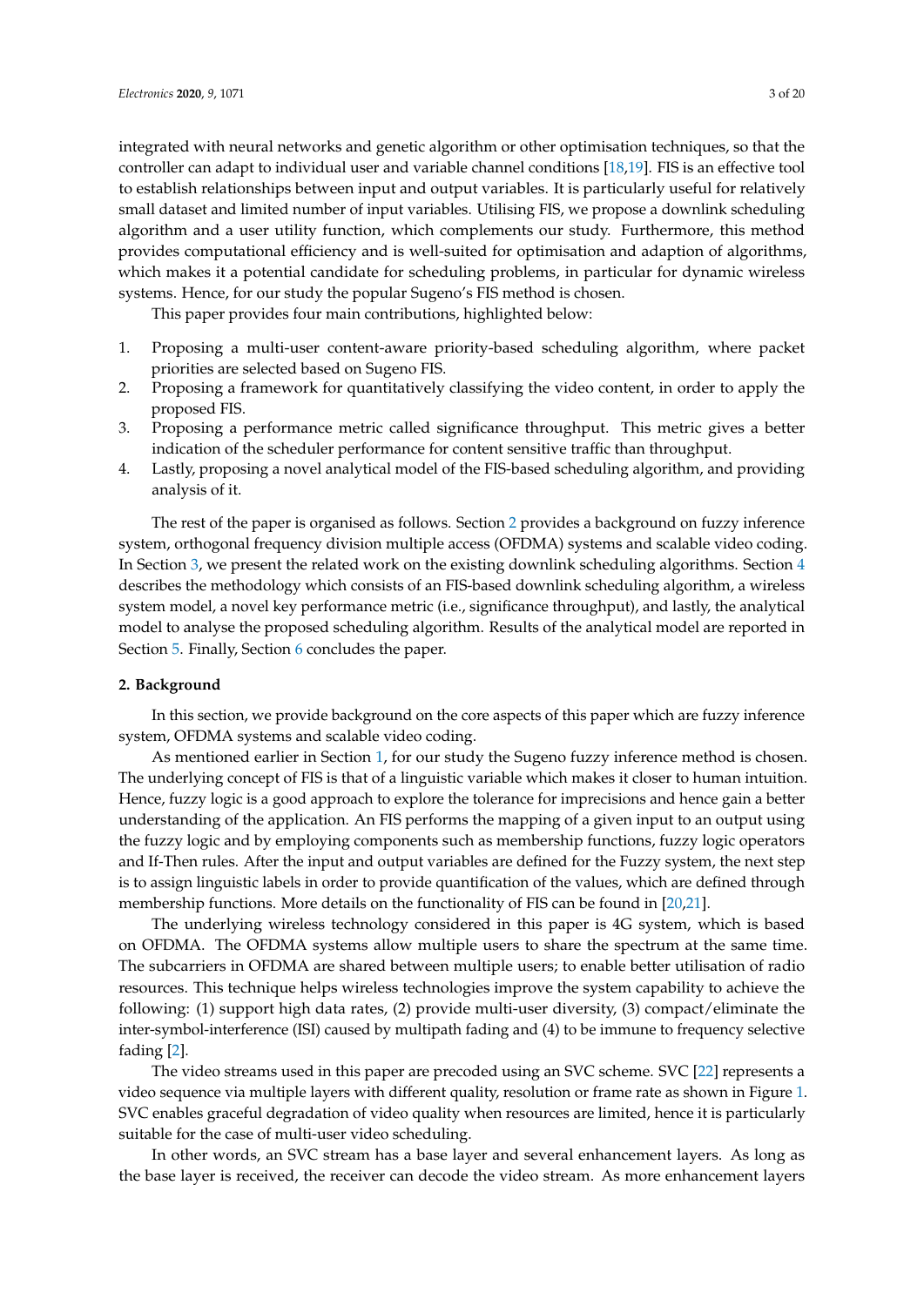integrated with neural networks and genetic algorithm or other optimisation techniques, so that the controller can adapt to individual user and variable channel conditions [18,19]. FIS is an effective tool to establish relationships between input and output variables. It is particularly useful for relatively small dataset and limited number of input variables. Utilising FIS, we propose a downlink scheduling algorithm and a user utility function, which complements our study. Furthermore, this method provides computational efficiency and is well-suited for optimisation and adaption of algorithms, which makes it a potential candidate for scheduling problems, in particular for dynamic wireless systems. Hence, for our study the popular Sugeno's FIS method is chosen.

This paper provides four main contributions, highlighted below:

1. Proposing a multi-user content-aware priority-based scheduling algorithm, where packet priorities are selected based on Sugeno FIS.
2. Proposing a framework for quantitatively classifying the video content, in order to apply the proposed FIS.
3. Proposing a performance metric called significance throughput. This metric gives a better indication of the scheduler performance for content sensitive traffic than throughput.
4. Lastly, proposing a novel analytical model of the FIS-based scheduling algorithm, and providing analysis of it.

The rest of the paper is organised as follows. Section 2 provides a background on fuzzy inference system, orthogonal frequency division multiple access (OFDMA) systems and scalable video coding. In Section 3, we present the related work on the existing downlink scheduling algorithms. Section 4 describes the methodology which consists of an FIS-based downlink scheduling algorithm, a wireless system model, a novel key performance metric (i.e., significance throughput), and lastly, the analytical model to analyse the proposed scheduling algorithm. Results of the analytical model are reported in Section 5. Finally, Section 6 concludes the paper.

## 2. Background

In this section, we provide background on the core aspects of this paper which are fuzzy inference system, OFDMA systems and scalable video coding.

As mentioned earlier in Section 1, for our study the Sugeno fuzzy inference method is chosen. The underlying concept of FIS is that of a linguistic variable which makes it closer to human intuition. Hence, fuzzy logic is a good approach to explore the tolerance for imprecisions and hence gain a better understanding of the application. An FIS performs the mapping of a given input to an output using the fuzzy logic and by employing components such as membership functions, fuzzy logic operators and If-Then rules. After the input and output variables are defined for the Fuzzy system, the next step is to assign linguistic labels in order to provide quantification of the values, which are defined through membership functions. More details on the functionality of FIS can be found in [20,21].

The underlying wireless technology considered in this paper is 4G system, which is based on OFDMA. The OFDMA systems allow multiple users to share the spectrum at the same time. The subcarriers in OFDMA are shared between multiple users; to enable better utilisation of radio resources. This technique helps wireless technologies improve the system capability to achieve the following: (1) support high data rates, (2) provide multi-user diversity, (3) compact/eliminate the inter-symbol-interference (ISI) caused by multipath fading and (4) to be immune to frequency selective fading [2].

The video streams used in this paper are precoded using an SVC scheme. SVC [22] represents a video sequence via multiple layers with different quality, resolution or frame rate as shown in Figure 1. SVC enables graceful degradation of video quality when resources are limited, hence it is particularly suitable for the case of multi-user video scheduling.

In other words, an SVC stream has a base layer and several enhancement layers. As long as the base layer is received, the receiver can decode the video stream. As more enhancement layers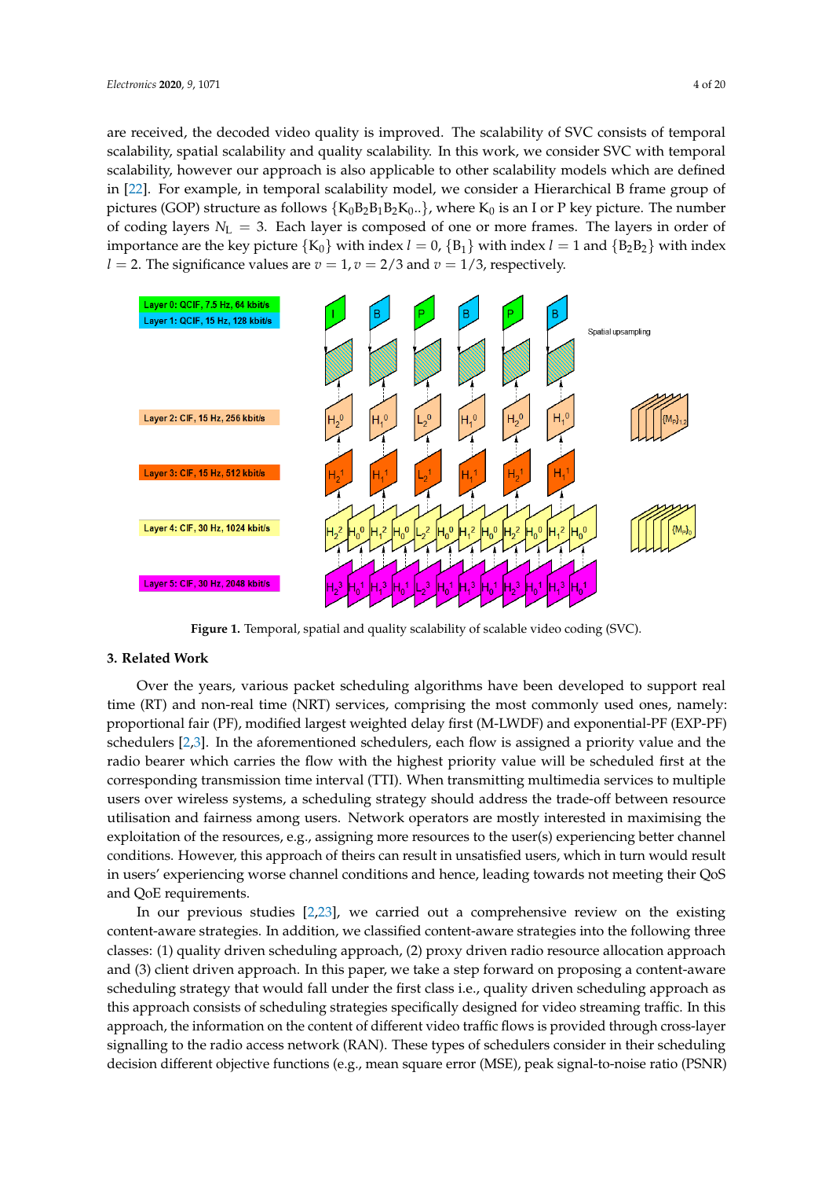are received, the decoded video quality is improved. The scalability of SVC consists of temporal scalability, spatial scalability and quality scalability. In this work, we consider SVC with temporal scalability, however our approach is also applicable to other scalability models which are defined in [22]. For example, in temporal scalability model, we consider a Hierarchical B frame group of pictures (GOP) structure as follows $\{K_0 B_2 B_1 B_2 K_0..\}$, where $K_0$ is an I or P key picture. The number of coding layers $N_L = 3$. Each layer is composed of one or more frames. The layers in order of importance are the key picture $\{K_0\}$ with index $l = 0$, $\{B_1\}$ with index $l = 1$ and $\{B_2 B_2\}$ with index $l = 2$. The significance values are $v = 1, v = 2/3$ and $v = 1/3$, respectively.

**Figure 1.** Temporal, spatial and quality scalability of scalable video coding (SVC).

## 3. Related Work

Over the years, various packet scheduling algorithms have been developed to support real time (RT) and non-real time (NRT) services, comprising the most commonly used ones, namely: proportional fair (PF), modified largest weighted delay first (M-LWDF) and exponential-PF (EXP-PF) schedulers [2,3]. In the aforementioned schedulers, each flow is assigned a priority value and the radio bearer which carries the flow with the highest priority value will be scheduled first at the corresponding transmission time interval (TTI). When transmitting multimedia services to multiple users over wireless systems, a scheduling strategy should address the trade-off between resource utilisation and fairness among users. Network operators are mostly interested in maximising the exploitation of the resources, e.g., assigning more resources to the user(s) experiencing better channel conditions. However, this approach of theirs can result in unsatisfied users, which in turn would result in users' experiencing worse channel conditions and hence, leading towards not meeting their QoS and QoE requirements.

In our previous studies [2,23], we carried out a comprehensive review on the existing content-aware strategies. In addition, we classified content-aware strategies into the following three classes: (1) quality driven scheduling approach, (2) proxy driven radio resource allocation approach and (3) client driven approach. In this paper, we take a step forward on proposing a content-aware scheduling strategy that would fall under the first class i.e., quality driven scheduling approach as this approach consists of scheduling strategies specifically designed for video streaming traffic. In this approach, the information on the content of different video traffic flows is provided through cross-layer signalling to the radio access network (RAN). These types of schedulers consider in their scheduling decision different objective functions (e.g., mean square error (MSE), peak signal-to-noise ratio (PSNR)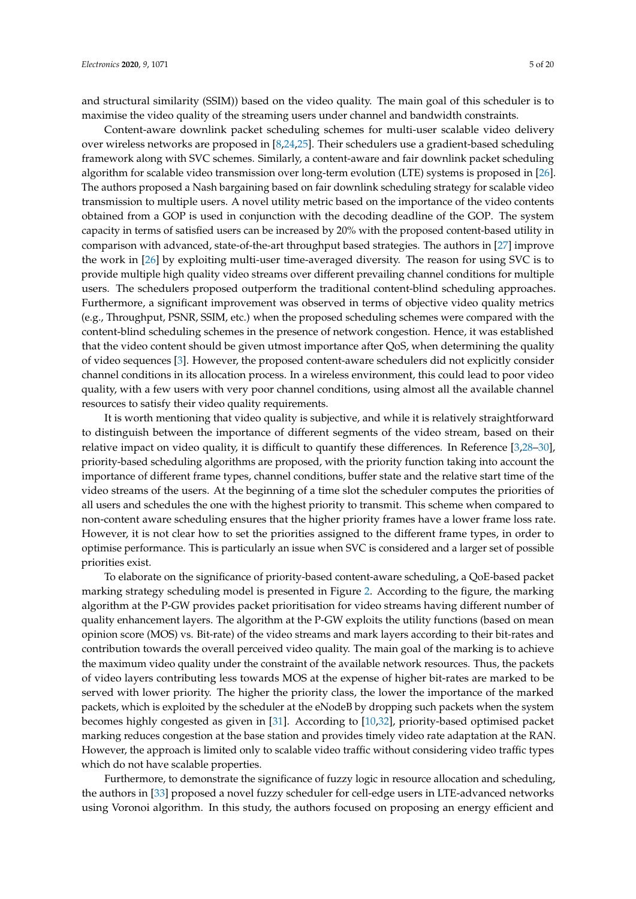and structural similarity (SSIM)) based on the video quality. The main goal of this scheduler is to maximise the video quality of the streaming users under channel and bandwidth constraints.

Content-aware downlink packet scheduling schemes for multi-user scalable video delivery over wireless networks are proposed in [8,24,25]. Their schedulers use a gradient-based scheduling framework along with SVC schemes. Similarly, a content-aware and fair downlink packet scheduling algorithm for scalable video transmission over long-term evolution (LTE) systems is proposed in [26]. The authors proposed a Nash bargaining based on fair downlink scheduling strategy for scalable video transmission to multiple users. A novel utility metric based on the importance of the video contents obtained from a GOP is used in conjunction with the decoding deadline of the GOP. The system capacity in terms of satisfied users can be increased by 20% with the proposed content-based utility in comparison with advanced, state-of-the-art throughput based strategies. The authors in [27] improve the work in [26] by exploiting multi-user time-averaged diversity. The reason for using SVC is to provide multiple high quality video streams over different prevailing channel conditions for multiple users. The schedulers proposed outperform the traditional content-blind scheduling approaches. Furthermore, a significant improvement was observed in terms of objective video quality metrics (e.g., Throughput, PSNR, SSIM, etc.) when the proposed scheduling schemes were compared with the content-blind scheduling schemes in the presence of network congestion. Hence, it was established that the video content should be given utmost importance after QoS, when determining the quality of video sequences [3]. However, the proposed content-aware schedulers did not explicitly consider channel conditions in its allocation process. In a wireless environment, this could lead to poor video quality, with a few users with very poor channel conditions, using almost all the available channel resources to satisfy their video quality requirements.

It is worth mentioning that video quality is subjective, and while it is relatively straightforward to distinguish between the importance of different segments of the video stream, based on their relative impact on video quality, it is difficult to quantify these differences. In Reference [3,28–30], priority-based scheduling algorithms are proposed, with the priority function taking into account the importance of different frame types, channel conditions, buffer state and the relative start time of the video streams of the users. At the beginning of a time slot the scheduler computes the priorities of all users and schedules the one with the highest priority to transmit. This scheme when compared to non-content aware scheduling ensures that the higher priority frames have a lower frame loss rate. However, it is not clear how to set the priorities assigned to the different frame types, in order to optimise performance. This is particularly an issue when SVC is considered and a larger set of possible priorities exist.

To elaborate on the significance of priority-based content-aware scheduling, a QoE-based packet marking strategy scheduling model is presented in Figure 2. According to the figure, the marking algorithm at the P-GW provides packet prioritisation for video streams having different number of quality enhancement layers. The algorithm at the P-GW exploits the utility functions (based on mean opinion score (MOS) vs. Bit-rate) of the video streams and mark layers according to their bit-rates and contribution towards the overall perceived video quality. The main goal of the marking is to achieve the maximum video quality under the constraint of the available network resources. Thus, the packets of video layers contributing less towards MOS at the expense of higher bit-rates are marked to be served with lower priority. The higher the priority class, the lower the importance of the marked packets, which is exploited by the scheduler at the eNodeB by dropping such packets when the system becomes highly congested as given in [31]. According to [10,32], priority-based optimised packet marking reduces congestion at the base station and provides timely video rate adaptation at the RAN. However, the approach is limited only to scalable video traffic without considering video traffic types which do not have scalable properties.

Furthermore, to demonstrate the significance of fuzzy logic in resource allocation and scheduling, the authors in [33] proposed a novel fuzzy scheduler for cell-edge users in LTE-advanced networks using Voronoi algorithm. In this study, the authors focused on proposing an energy efficient and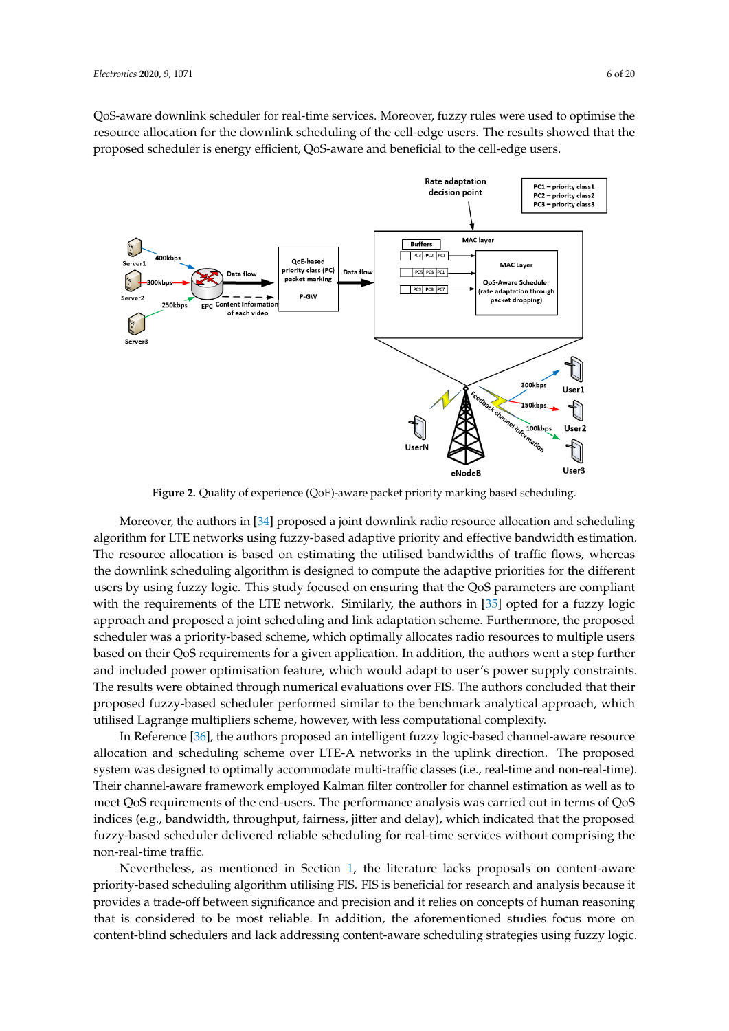QoS-aware downlink scheduler for real-time services. Moreover, fuzzy rules were used to optimise the resource allocation for the downlink scheduling of the cell-edge users. The results showed that the proposed scheduler is energy efficient, QoS-aware and beneficial to the cell-edge users.

**Figure 2.** Quality of experience (QoE)-aware packet priority marking based scheduling.

Moreover, the authors in [34] proposed a joint downlink radio resource allocation and scheduling algorithm for LTE networks using fuzzy-based adaptive priority and effective bandwidth estimation. The resource allocation is based on estimating the utilised bandwidths of traffic flows, whereas the downlink scheduling algorithm is designed to compute the adaptive priorities for the different users by using fuzzy logic. This study focused on ensuring that the QoS parameters are compliant with the requirements of the LTE network. Similarly, the authors in [35] opted for a fuzzy logic approach and proposed a joint scheduling and link adaptation scheme. Furthermore, the proposed scheduler was a priority-based scheme, which optimally allocates radio resources to multiple users based on their QoS requirements for a given application. In addition, the authors went a step further and included power optimisation feature, which would adapt to user's power supply constraints. The results were obtained through numerical evaluations over FIS. The authors concluded that their proposed fuzzy-based scheduler performed similar to the benchmark analytical approach, which utilised Lagrange multipliers scheme, however, with less computational complexity.

In Reference [36], the authors proposed an intelligent fuzzy logic-based channel-aware resource allocation and scheduling scheme over LTE-A networks in the uplink direction. The proposed system was designed to optimally accommodate multi-traffic classes (i.e., real-time and non-real-time). Their channel-aware framework employed Kalman filter controller for channel estimation as well as to meet QoS requirements of the end-users. The performance analysis was carried out in terms of QoS indices (e.g., bandwidth, throughput, fairness, jitter and delay), which indicated that the proposed fuzzy-based scheduler delivered reliable scheduling for real-time services without comprising the non-real-time traffic.

Nevertheless, as mentioned in Section 1, the literature lacks proposals on content-aware priority-based scheduling algorithm utilising FIS. FIS is beneficial for research and analysis because it provides a trade-off between significance and precision and it relies on concepts of human reasoning that is considered to be most reliable. In addition, the aforementioned studies focus more on content-blind schedulers and lack addressing content-aware scheduling strategies using fuzzy logic.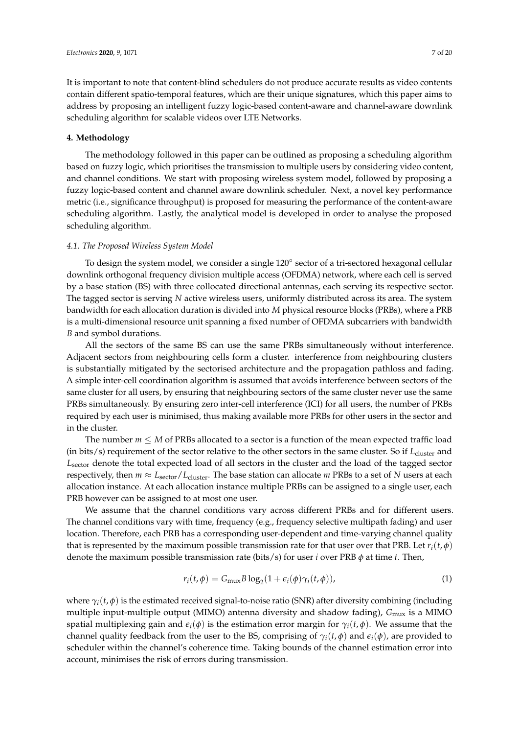It is important to note that content-blind schedulers do not produce accurate results as video contents contain different spatio-temporal features, which are their unique signatures, which this paper aims to address by proposing an intelligent fuzzy logic-based content-aware and channel-aware downlink scheduling algorithm for scalable videos over LTE Networks.

## 4. Methodology

The methodology followed in this paper can be outlined as proposing a scheduling algorithm based on fuzzy logic, which prioritises the transmission to multiple users by considering video content, and channel conditions. We start with proposing wireless system model, followed by proposing a fuzzy logic-based content and channel aware downlink scheduler. Next, a novel key performance metric (i.e., significance throughput) is proposed for measuring the performance of the content-aware scheduling algorithm. Lastly, the analytical model is developed in order to analyse the proposed scheduling algorithm.

### *4.1. The Proposed Wireless System Model*

To design the system model, we consider a single 120° sector of a tri-sectored hexagonal cellular downlink orthogonal frequency division multiple access (OFDMA) network, where each cell is served by a base station (BS) with three collocated directional antennas, each serving its respective sector. The tagged sector is serving $N$ active wireless users, uniformly distributed across its area. The system bandwidth for each allocation duration is divided into $M$ physical resource blocks (PRBs), where a PRB is a multi-dimensional resource unit spanning a fixed number of OFDMA subcarriers with bandwidth $B$ and symbol durations.

All the sectors of the same BS can use the same PRBs simultaneously without interference. Adjacent sectors from neighbouring cells form a cluster. interference from neighbouring clusters is substantially mitigated by the sectorised architecture and the propagation pathloss and fading. A simple inter-cell coordination algorithm is assumed that avoids interference between sectors of the same cluster for all users, by ensuring that neighbouring sectors of the same cluster never use the same PRBs simultaneously. By ensuring zero inter-cell interference (ICI) for all users, the number of PRBs required by each user is minimised, thus making available more PRBs for other users in the sector and in the cluster.

The number $m \leq M$ of PRBs allocated to a sector is a function of the mean expected traffic load (in bits/s) requirement of the sector relative to the other sectors in the same cluster. So if $L_{\text{cluster}}$ and $L_{\text{sector}}$ denote the total expected load of all sectors in the cluster and the load of the tagged sector respectively, then $m \approx L_{\text{sector}}/L_{\text{cluster}}$. The base station can allocate $m$ PRBs to a set of $N$ users at each allocation instance. At each allocation instance multiple PRBs can be assigned to a single user, each PRB however can be assigned to at most one user.

We assume that the channel conditions vary across different PRBs and for different users. The channel conditions vary with time, frequency (e.g., frequency selective multipath fading) and user location. Therefore, each PRB has a corresponding user-dependent and time-varying channel quality that is represented by the maximum possible transmission rate for that user over that PRB. Let $r_i(t, \phi)$ denote the maximum possible transmission rate (bits/s) for user $i$ over PRB $\phi$ at time $t$. Then,

$$r_i(t, \phi) = G_{\text{mux}} B \log_2(1 + \epsilon_i(\phi)\gamma_i(t, \phi)), \tag{1}$$

where $\gamma_i(t, \phi)$ is the estimated received signal-to-noise ratio (SNR) after diversity combining (including multiple input-multiple output (MIMO) antenna diversity and shadow fading), $G_{\text{mux}}$ is a MIMO spatial multiplexing gain and $\epsilon_i(\phi)$ is the estimation error margin for $\gamma_i(t, \phi)$. We assume that the channel quality feedback from the user to the BS, comprising of $\gamma_i(t, \phi)$ and $\epsilon_i(\phi)$, are provided to scheduler within the channel's coherence time. Taking bounds of the channel estimation error into account, minimises the risk of errors during transmission.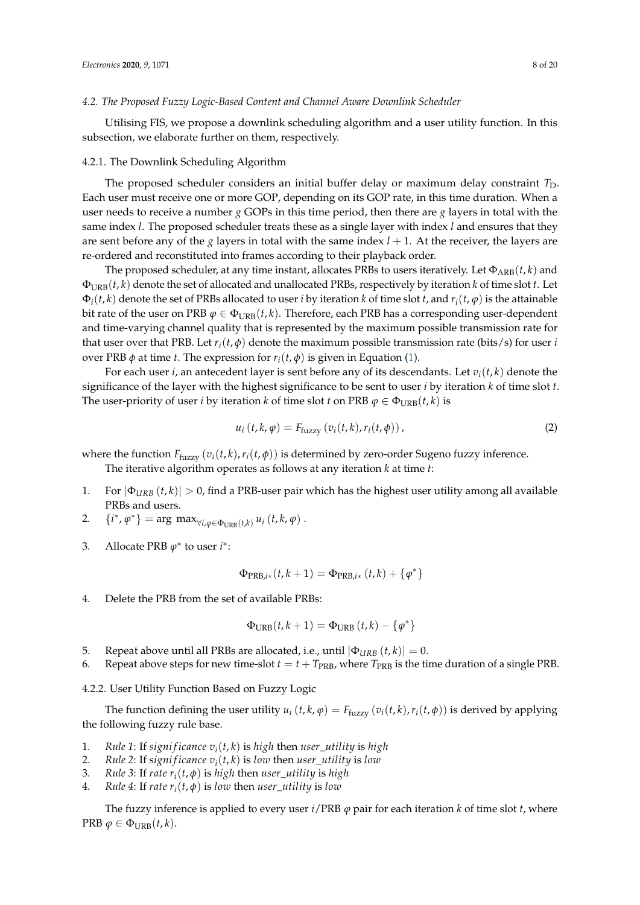### 4.2. The Proposed Fuzzy Logic-Based Content and Channel Aware Downlink Scheduler

Utilising FIS, we propose a downlink scheduling algorithm and a user utility function. In this subsection, we elaborate further on them, respectively.

#### 4.2.1. The Downlink Scheduling Algorithm

The proposed scheduler considers an initial buffer delay or maximum delay constraint $T_{\rm D}$. Each user must receive one or more GOP, depending on its GOP rate, in this time duration. When a user needs to receive a number $g$ GOPs in this time period, then there are $g$ layers in total with the same index $l$. The proposed scheduler treats these as a single layer with index $l$ and ensures that they are sent before any of the $g$ layers in total with the same index $l+1$. At the receiver, the layers are re-ordered and reconstituted into frames according to their playback order.

The proposed scheduler, at any time instant, allocates PRBs to users iteratively. Let $\Phi_{\rm ARB}(t,k)$ and $\Phi_{\rm URB}(t,k)$ denote the set of allocated and unallocated PRBs, respectively by iteration $k$ of time slot $t$. Let $\Phi_i(t,k)$ denote the set of PRBs allocated to user $i$ by iteration $k$ of time slot $t$, and $r_i(t,\varphi)$ is the attainable bit rate of the user on PRB $\varphi \in \Phi_{\rm URB}(t,k)$. Therefore, each PRB has a corresponding user-dependent and time-varying channel quality that is represented by the maximum possible transmission rate for that user over that PRB. Let $r_i(t,\phi)$ denote the maximum possible transmission rate (bits/s) for user $i$ over PRB $\phi$ at time $t$. The expression for $r_i(t,\phi)$ is given in Equation (1).

For each user $i$, an antecedent layer is sent before any of its descendants. Let $v_i(t,k)$ denote the significance of the layer with the highest significance to be sent to user $i$ by iteration $k$ of time slot $t$. The user-priority of user $i$ by iteration $k$ of time slot $t$ on PRB $\varphi \in \Phi_{\rm URB}(t,k)$ is

$$u_i(t,k,\varphi) = F_{\rm fuzzy}\left(v_i(t,k), r_i(t,\phi)\right), \tag{2}$$

where the function $F_{\rm fuzzy}\left(v_i(t,k), r_i(t,\phi)\right)$ is determined by zero-order Sugeno fuzzy inference.

The iterative algorithm operates as follows at any iteration $k$ at time $t$:

1. For $|\Phi_{URB}(t,k)| > 0$, find a PRB-user pair which has the highest user utility among all available PRBs and users.
2. $\{i^*, \varphi^*\} = \arg\max_{\forall i, \varphi \in \Phi_{\rm URB}(t,k)} u_i(t,k,\varphi)$.
3. Allocate PRB $\varphi^*$ to user $i^*$:

$$\Phi_{{\rm PRB},i*}(t,k+1) = \Phi_{{\rm PRB},i*}(t,k) + \{\varphi^*\}$$

4. Delete the PRB from the set of available PRBs:

$$\Phi_{\rm URB}(t,k+1) = \Phi_{\rm URB}(t,k) - \{\varphi^*\}$$

5. Repeat above until all PRBs are allocated, i.e., until $|\Phi_{URB}(t,k)| = 0$.
6. Repeat above steps for new time-slot $t = t + T_{\rm PRB}$, where $T_{\rm PRB}$ is the time duration of a single PRB.

#### 4.2.2. User Utility Function Based on Fuzzy Logic

The function defining the user utility $u_i(t,k,\varphi) = F_{\rm fuzzy}\left(v_i(t,k), r_i(t,\phi)\right)$ is derived by applying the following fuzzy rule base.

1. *Rule 1*: If *significance* $v_i(t,k)$ is *high* then *user_utility* is *high*
2. *Rule 2*: If *significance* $v_i(t,k)$ is *low* then *user_utility* is *low*
3. *Rule 3*: If *rate* $r_i(t,\phi)$ is *high* then *user_utility* is *high*
4. *Rule 4*: If *rate* $r_i(t,\phi)$ is *low* then *user_utility* is *low*

The fuzzy inference is applied to every user $i$/PRB $\varphi$ pair for each iteration $k$ of time slot $t$, where PRB $\varphi \in \Phi_{\rm URB}(t,k)$.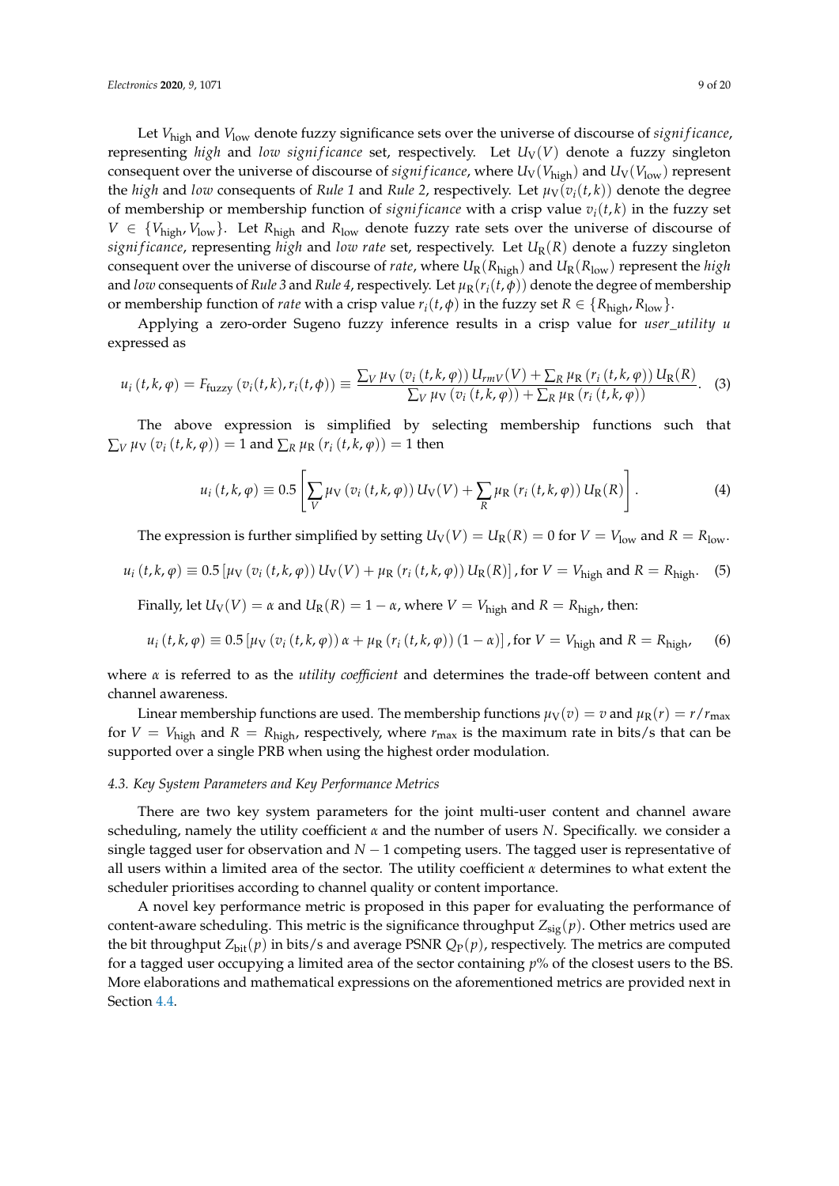Let $V_{\text{high}}$ and $V_{\text{low}}$ denote fuzzy significance sets over the universe of discourse of *significance*, representing *high* and *low significance* set, respectively. Let $U_{\text{V}}(V)$ denote a fuzzy singleton consequent over the universe of discourse of *significance*, where $U_{\text{V}}(V_{\text{high}})$ and $U_{\text{V}}(V_{\text{low}})$ represent the *high* and *low* consequents of *Rule 1* and *Rule 2*, respectively. Let $\mu_{\text{V}}(v_i(t,k))$ denote the degree of membership or membership function of *significance* with a crisp value $v_i(t,k)$ in the fuzzy set $V \in \{V_{\text{high}}, V_{\text{low}}\}$. Let $R_{\text{high}}$ and $R_{\text{low}}$ denote fuzzy rate sets over the universe of discourse of *significance*, representing *high* and *low rate* set, respectively. Let $U_{\text{R}}(R)$ denote a fuzzy singleton consequent over the universe of discourse of *rate*, where $U_{\text{R}}(R_{\text{high}})$ and $U_{\text{R}}(R_{\text{low}})$ represent the *high* and *low* consequents of *Rule 3* and *Rule 4*, respectively. Let $\mu_{\text{R}}(r_i(t,\phi))$ denote the degree of membership or membership function of *rate* with a crisp value $r_i(t,\phi)$ in the fuzzy set $R \in \{R_{\text{high}}, R_{\text{low}}\}$.

Applying a zero-order Sugeno fuzzy inference results in a crisp value for *user_utility* $u$ expressed as

$$u_i\left(t,k,\varphi\right) = F_{\text{fuzzy}}\left(v_i(t,k), r_i(t,\phi)\right) \equiv \frac{\sum_V \mu_{\text{V}}\left(v_i\left(t,k,\varphi\right)\right) U_{rmV}(V) + \sum_R \mu_{\text{R}}\left(r_i\left(t,k,\varphi\right)\right) U_{\text{R}}(R)}{\sum_V \mu_{\text{V}}\left(v_i\left(t,k,\varphi\right)\right) + \sum_R \mu_{\text{R}}\left(r_i\left(t,k,\varphi\right)\right)}. \quad (3)$$

The above expression is simplified by selecting membership functions such that $\sum_V \mu_{\text{V}}\left(v_i\left(t,k,\varphi\right)\right) = 1$ and $\sum_R \mu_{\text{R}}\left(r_i\left(t,k,\varphi\right)\right) = 1$ then

$$u_i\left(t,k,\varphi\right) \equiv 0.5\left[\sum_V \mu_{\text{V}}\left(v_i\left(t,k,\varphi\right)\right) U_{\text{V}}(V) + \sum_R \mu_{\text{R}}\left(r_i\left(t,k,\varphi\right)\right) U_{\text{R}}(R)\right]. \quad (4)$$

The expression is further simplified by setting $U_{\text{V}}(V) = U_{\text{R}}(R) = 0$ for $V = V_{\text{low}}$ and $R = R_{\text{low}}$.

$$u_i\left(t,k,\varphi\right) \equiv 0.5\left[\mu_{\text{V}}\left(v_i\left(t,k,\varphi\right)\right) U_{\text{V}}(V) + \mu_{\text{R}}\left(r_i\left(t,k,\varphi\right)\right) U_{\text{R}}(R)\right], \text{for } V = V_{\text{high}} \text{ and } R = R_{\text{high}}. \quad (5)$$

Finally, let $U_{\text{V}}(V) = \alpha$ and $U_{\text{R}}(R) = 1 - \alpha$, where $V = V_{\text{high}}$ and $R = R_{\text{high}}$, then:

$$u_i\left(t,k,\varphi\right) \equiv 0.5\left[\mu_{\text{V}}\left(v_i\left(t,k,\varphi\right)\right)\alpha + \mu_{\text{R}}\left(r_i\left(t,k,\varphi\right)\right)(1-\alpha)\right], \text{for } V = V_{\text{high}} \text{ and } R = R_{\text{high}}, \quad (6)$$

where $\alpha$ is referred to as the *utility coefficient* and determines the trade-off between content and channel awareness.

Linear membership functions are used. The membership functions $\mu_{\text{V}}(v) = v$ and $\mu_{\text{R}}(r) = r/r_{\text{max}}$ for $V = V_{\text{high}}$ and $R = R_{\text{high}}$, respectively, where $r_{\text{max}}$ is the maximum rate in bits/s that can be supported over a single PRB when using the highest order modulation.

### 4.3. Key System Parameters and Key Performance Metrics

There are two key system parameters for the joint multi-user content and channel aware scheduling, namely the utility coefficient $\alpha$ and the number of users $N$. Specifically. we consider a single tagged user for observation and $N-1$ competing users. The tagged user is representative of all users within a limited area of the sector. The utility coefficient $\alpha$ determines to what extent the scheduler prioritises according to channel quality or content importance.

A novel key performance metric is proposed in this paper for evaluating the performance of content-aware scheduling. This metric is the significance throughput $Z_{\text{sig}}(p)$. Other metrics used are the bit throughput $Z_{\text{bit}}(p)$ in bits/s and average PSNR $Q_{\text{P}}(p)$, respectively. The metrics are computed for a tagged user occupying a limited area of the sector containing $p$% of the closest users to the BS. More elaborations and mathematical expressions on the aforementioned metrics are provided next in Section 4.4.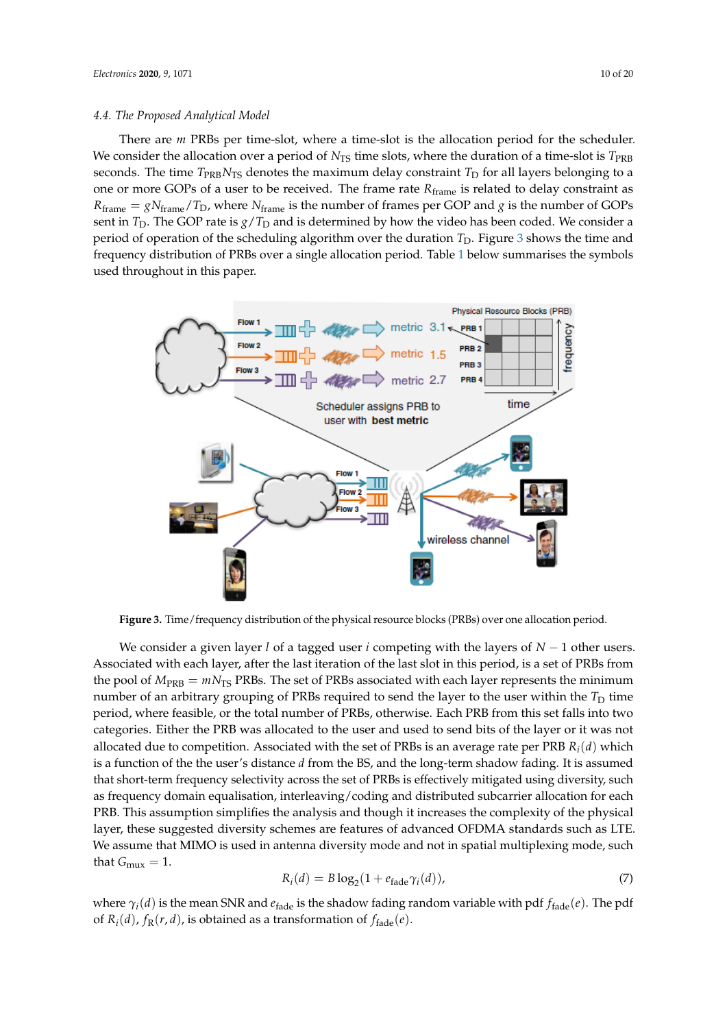### 4.4. The Proposed Analytical Model

There are $m$ PRBs per time-slot, where a time-slot is the allocation period for the scheduler. We consider the allocation over a period of $N_{\text{TS}}$ time slots, where the duration of a time-slot is $T_{\text{PRB}}$ seconds. The time $T_{\text{PRB}}N_{\text{TS}}$ denotes the maximum delay constraint $T_{\text{D}}$ for all layers belonging to a one or more GOPs of a user to be received. The frame rate $R_{\text{frame}}$ is related to delay constraint as $R_{\text{frame}} = gN_{\text{frame}}/T_{\text{D}}$, where $N_{\text{frame}}$ is the number of frames per GOP and $g$ is the number of GOPs sent in $T_{\text{D}}$. The GOP rate is $g/T_{\text{D}}$ and is determined by how the video has been coded. We consider a period of operation of the scheduling algorithm over the duration $T_{\text{D}}$. Figure 3 shows the time and frequency distribution of PRBs over a single allocation period. Table 1 below summarises the symbols used throughout in this paper.

**Figure 3.** Time/frequency distribution of the physical resource blocks (PRBs) over one allocation period.

We consider a given layer $l$ of a tagged user $i$ competing with the layers of $N - 1$ other users. Associated with each layer, after the last iteration of the last slot in this period, is a set of PRBs from the pool of $M_{\text{PRB}} = mN_{\text{TS}}$ PRBs. The set of PRBs associated with each layer represents the minimum number of an arbitrary grouping of PRBs required to send the layer to the user within the $T_{\text{D}}$ time period, where feasible, or the total number of PRBs, otherwise. Each PRB from this set falls into two categories. Either the PRB was allocated to the user and used to send bits of the layer or it was not allocated due to competition. Associated with the set of PRBs is an average rate per PRB $R_i(d)$ which is a function of the the user's distance $d$ from the BS, and the long-term shadow fading. It is assumed that short-term frequency selectivity across the set of PRBs is effectively mitigated using diversity, such as frequency domain equalisation, interleaving/coding and distributed subcarrier allocation for each PRB. This assumption simplifies the analysis and though it increases the complexity of the physical layer, these suggested diversity schemes are features of advanced OFDMA standards such as LTE. We assume that MIMO is used in antenna diversity mode and not in spatial multiplexing mode, such that $G_{\text{mux}} = 1$.

$$R_i(d) = B\log_2(1 + e_{\text{fade}}\gamma_i(d)), \tag{7}$$

where $\gamma_i(d)$ is the mean SNR and $e_{\text{fade}}$ is the shadow fading random variable with pdf $f_{\text{fade}}(e)$. The pdf of $R_i(d)$, $f_{\text{R}}(r, d)$, is obtained as a transformation of $f_{\text{fade}}(e)$.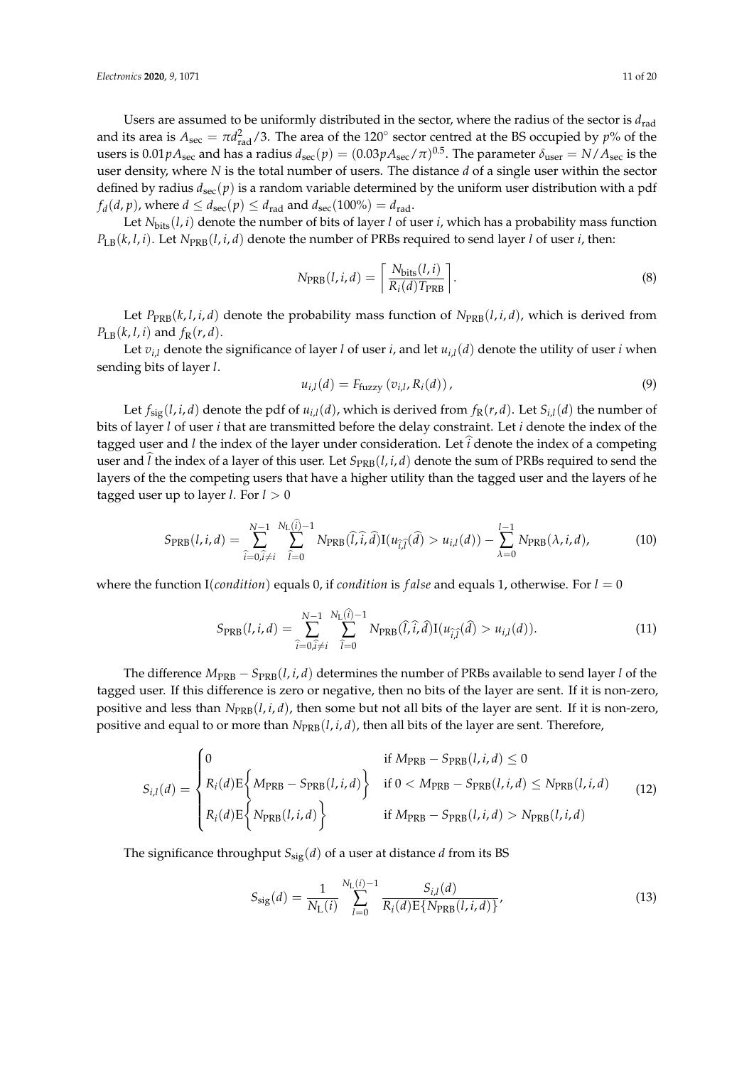Users are assumed to be uniformly distributed in the sector, where the radius of the sector is $d_{\text{rad}}$ and its area is $A_{\text{sec}} = \pi d_{\text{rad}}^2/3$. The area of the 120° sector centred at the BS occupied by $p$% of the users is $0.01pA_{\text{sec}}$ and has a radius $d_{\text{sec}}(p) = (0.03pA_{\text{sec}}/\pi)^{0.5}$. The parameter $\delta_{\text{user}} = N/A_{\text{sec}}$ is the user density, where $N$ is the total number of users. The distance $d$ of a single user within the sector defined by radius $d_{\text{sec}}(p)$ is a random variable determined by the uniform user distribution with a pdf $f_d(d, p)$, where $d \leq d_{\text{sec}}(p) \leq d_{\text{rad}}$ and $d_{\text{sec}}(100\%) = d_{\text{rad}}$.

Let $N_{\text{bits}}(l, i)$ denote the number of bits of layer $l$ of user $i$, which has a probability mass function $P_{\text{LB}}(k, l, i)$. Let $N_{\text{PRB}}(l, i, d)$ denote the number of PRBs required to send layer $l$ of user $i$, then:

$$N_{\text{PRB}}(l, i, d) = \left\lceil \frac{N_{\text{bits}}(l, i)}{R_i(d)T_{\text{PRB}}} \right\rceil. \tag{8}$$

Let $P_{\text{PRB}}(k, l, i, d)$ denote the probability mass function of $N_{\text{PRB}}(l, i, d)$, which is derived from $P_{\text{LB}}(k, l, i)$ and $f_{\text{R}}(r, d)$.

Let $v_{i,l}$ denote the significance of layer $l$ of user $i$, and let $u_{i,l}(d)$ denote the utility of user $i$ when sending bits of layer $l$.

$$u_{i,l}(d) = F_{\text{fuzzy}}\left(v_{i,l}, R_i(d)\right), \tag{9}$$

Let $f_{\text{sig}}(l, i, d)$ denote the pdf of $u_{i,l}(d)$, which is derived from $f_{\text{R}}(r, d)$. Let $S_{i,l}(d)$ the number of bits of layer $l$ of user $i$ that are transmitted before the delay constraint. Let $i$ denote the index of the tagged user and $l$ the index of the layer under consideration. Let $\widehat{i}$ denote the index of a competing user and $\widehat{l}$ the index of a layer of this user. Let $S_{\text{PRB}}(l, i, d)$ denote the sum of PRBs required to send the layers of the the competing users that have a higher utility than the tagged user and the layers of he tagged user up to layer $l$. For $l > 0$

$$S_{\text{PRB}}(l, i, d) = \sum_{\widehat{i}=0, \widehat{i} \neq i}^{N-1} \sum_{\widehat{l}=0}^{N_{\text{L}}(\widehat{i})-1} N_{\text{PRB}}(\widehat{l}, \widehat{i}, \widehat{d}) \text{I}(u_{\widehat{i},\widehat{l}}(\widehat{d}) > u_{i,l}(d)) - \sum_{\lambda=0}^{l-1} N_{\text{PRB}}(\lambda, i, d), \tag{10}$$

where the function I(*condition*) equals 0, if *condition* is *false* and equals 1, otherwise. For $l = 0$

$$S_{\text{PRB}}(l, i, d) = \sum_{\widehat{i}=0, \widehat{i} \neq i}^{N-1} \sum_{\widehat{l}=0}^{N_{\text{L}}(\widehat{i})-1} N_{\text{PRB}}(\widehat{l}, \widehat{i}, \widehat{d}) \text{I}(u_{\widehat{i},\widehat{l}}(\widehat{d}) > u_{i,l}(d)). \tag{11}$$

The difference $M_{\text{PRB}} - S_{\text{PRB}}(l, i, d)$ determines the number of PRBs available to send layer $l$ of the tagged user. If this difference is zero or negative, then no bits of the layer are sent. If it is non-zero, positive and less than $N_{\text{PRB}}(l, i, d)$, then some but not all bits of the layer are sent. If it is non-zero, positive and equal to or more than $N_{\text{PRB}}(l, i, d)$, then all bits of the layer are sent. Therefore,

$$S_{i,l}(d) = \begin{cases} 0 & \text{if } M_{\text{PRB}} - S_{\text{PRB}}(l, i, d) \leq 0 \\ R_i(d)\text{E}\Big\{ M_{\text{PRB}} - S_{\text{PRB}}(l, i, d) \Big\} & \text{if } 0 < M_{\text{PRB}} - S_{\text{PRB}}(l, i, d) \leq N_{\text{PRB}}(l, i, d) \\ R_i(d)\text{E}\Big\{ N_{\text{PRB}}(l, i, d) \Big\} & \text{if } M_{\text{PRB}} - S_{\text{PRB}}(l, i, d) > N_{\text{PRB}}(l, i, d) \end{cases} \tag{12}$$

The significance throughput $S_{\text{sig}}(d)$ of a user at distance $d$ from its BS

$$S_{\text{sig}}(d) = \frac{1}{N_{\text{L}}(i)} \sum_{l=0}^{N_{\text{L}}(i)-1} \frac{S_{i,l}(d)}{R_i(d)\text{E}\{N_{\text{PRB}}(l, i, d)\}}, \tag{13}$$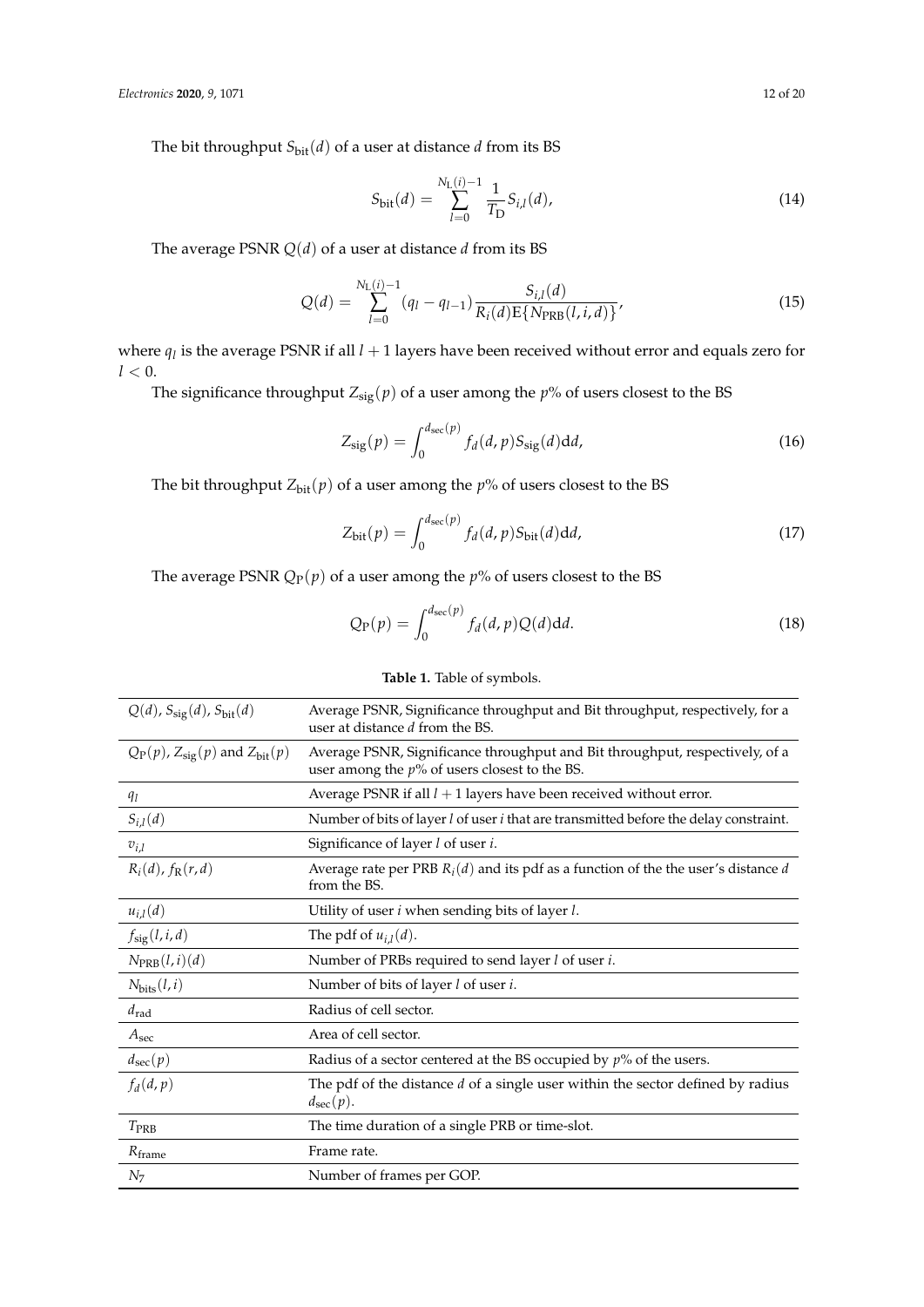The bit throughput $S_{\text{bit}}(d)$ of a user at distance $d$ from its BS

$$S_{\text{bit}}(d) = \sum_{l=0}^{N_{\text{L}}(i)-1} \frac{1}{T_{\text{D}}} S_{i,l}(d), \tag{14}$$

The average PSNR $Q(d)$ of a user at distance $d$ from its BS

$$Q(d) = \sum_{l=0}^{N_{\text{L}}(i)-1} (q_l - q_{l-1}) \frac{S_{i,l}(d)}{R_i(d)\text{E}\{N_{\text{PRB}}(l,i,d)\}}, \tag{15}$$

where $q_l$ is the average PSNR if all $l+1$ layers have been received without error and equals zero for $l < 0$.

The significance throughput $Z_{\text{sig}}(p)$ of a user among the $p$% of users closest to the BS

$$Z_{\text{sig}}(p) = \int_0^{d_{\text{sec}}(p)} f_d(d,p) S_{\text{sig}}(d) \text{d}d, \tag{16}$$

The bit throughput $Z_{\text{bit}}(p)$ of a user among the $p$% of users closest to the BS

$$Z_{\text{bit}}(p) = \int_0^{d_{\text{sec}}(p)} f_d(d,p) S_{\text{bit}}(d) \text{d}d, \tag{17}$$

The average PSNR $Q_{\text{P}}(p)$ of a user among the $p$% of users closest to the BS

$$Q_{\text{P}}(p) = \int_0^{d_{\text{sec}}(p)} f_d(d,p) Q(d) \text{d}d. \tag{18}$$

**Table 1.** Table of symbols.

| | |
|---|---|
| $Q(d)$, $S_{\text{sig}}(d)$, $S_{\text{bit}}(d)$ | Average PSNR, Significance throughput and Bit throughput, respectively, for a user at distance $d$ from the BS. |
| $Q_{\text{P}}(p)$, $Z_{\text{sig}}(p)$ and $Z_{\text{bit}}(p)$ | Average PSNR, Significance throughput and Bit throughput, respectively, of a user among the $p$% of users closest to the BS. |
| $q_l$ | Average PSNR if all $l+1$ layers have been received without error. |
| $S_{i,l}(d)$ | Number of bits of layer $l$ of user $i$ that are transmitted before the delay constraint. |
| $v_{i,l}$ | Significance of layer $l$ of user $i$. |
| $R_i(d)$, $f_{\text{R}}(r,d)$ | Average rate per PRB $R_i(d)$ and its pdf as a function of the the user's distance $d$ from the BS. |
| $u_{i,l}(d)$ | Utility of user $i$ when sending bits of layer $l$. |
| $f_{\text{sig}}(l,i,d)$ | The pdf of $u_{i,l}(d)$. |
| $N_{\text{PRB}}(l,i)(d)$ | Number of PRBs required to send layer $l$ of user $i$. |
| $N_{\text{bits}}(l,i)$ | Number of bits of layer $l$ of user $i$. |
| $d_{\text{rad}}$ | Radius of cell sector. |
| $A_{\text{sec}}$ | Area of cell sector. |
| $d_{\text{sec}}(p)$ | Radius of a sector centered at the BS occupied by $p$% of the users. |
| $f_d(d,p)$ | The pdf of the distance $d$ of a single user within the sector defined by radius $d_{\text{sec}}(p)$. |
| $T_{\text{PRB}}$ | The time duration of a single PRB or time-slot. |
| $R_{\text{frame}}$ | Frame rate. |
| $N_7$ | Number of frames per GOP. |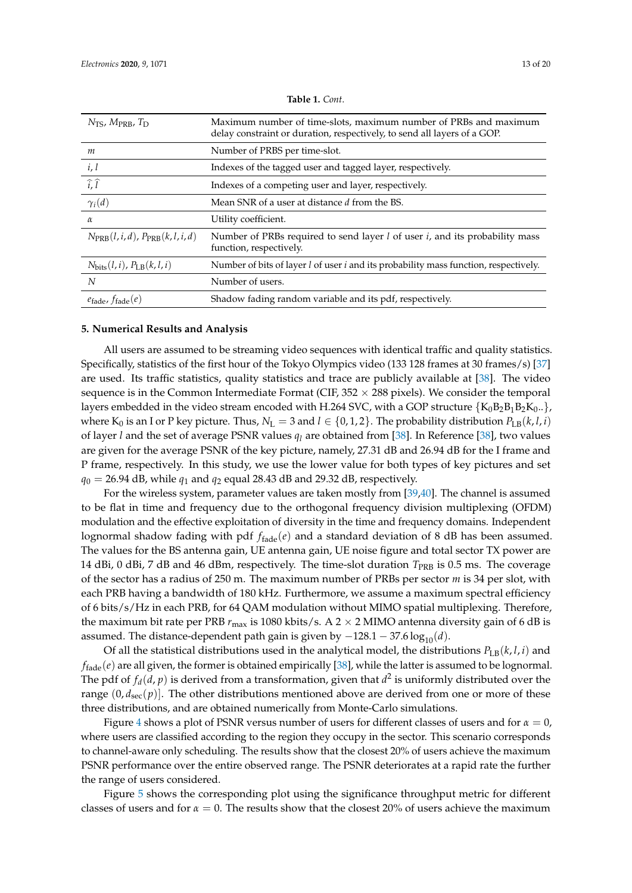**Table 1.** *Cont.*

| | |
|---|---|
| $N_{\text{TS}}$, $M_{\text{PRB}}$, $T_{\text{D}}$ | Maximum number of time-slots, maximum number of PRBs and maximum delay constraint or duration, respectively, to send all layers of a GOP. |
| $m$ | Number of PRBS per time-slot. |
| $i, l$ | Indexes of the tagged user and tagged layer, respectively. |
| $\hat{i}, \hat{l}$ | Indexes of a competing user and layer, respectively. |
| $\gamma_i(d)$ | Mean SNR of a user at distance $d$ from the BS. |
| $\alpha$ | Utility coefficient. |
| $N_{\text{PRB}}(l,i,d)$, $P_{\text{PRB}}(k,l,i,d)$ | Number of PRBs required to send layer $l$ of user $i$, and its probability mass function, respectively. |
| $N_{\text{bits}}(l,i)$, $P_{\text{LB}}(k,l,i)$ | Number of bits of layer $l$ of user $i$ and its probability mass function, respectively. |
| $N$ | Number of users. |
| $e_{\text{fade}}$, $f_{\text{fade}}(e)$ | Shadow fading random variable and its pdf, respectively. |

## 5. Numerical Results and Analysis

All users are assumed to be streaming video sequences with identical traffic and quality statistics. Specifically, statistics of the first hour of the Tokyo Olympics video (133 128 frames at 30 frames/s) [37] are used. Its traffic statistics, quality statistics and trace are publicly available at [38]. The video sequence is in the Common Intermediate Format (CIF, 352 × 288 pixels). We consider the temporal layers embedded in the video stream encoded with H.264 SVC, with a GOP structure $\{K_0B_2B_1B_2K_0..\}$, where $K_0$ is an I or P key picture. Thus, $N_L = 3$ and $l \in \{0,1,2\}$. The probability distribution $P_{\text{LB}}(k,l,i)$ of layer $l$ and the set of average PSNR values $q_l$ are obtained from [38]. In Reference [38], two values are given for the average PSNR of the key picture, namely, 27.31 dB and 26.94 dB for the I frame and P frame, respectively. In this study, we use the lower value for both types of key pictures and set $q_0 = 26.94$ dB, while $q_1$ and $q_2$ equal 28.43 dB and 29.32 dB, respectively.

For the wireless system, parameter values are taken mostly from [39,40]. The channel is assumed to be flat in time and frequency due to the orthogonal frequency division multiplexing (OFDM) modulation and the effective exploitation of diversity in the time and frequency domains. Independent lognormal shadow fading with pdf $f_{\text{fade}}(e)$ and a standard deviation of 8 dB has been assumed. The values for the BS antenna gain, UE antenna gain, UE noise figure and total sector TX power are 14 dBi, 0 dBi, 7 dB and 46 dBm, respectively. The time-slot duration $T_{\text{PRB}}$ is 0.5 ms. The coverage of the sector has a radius of 250 m. The maximum number of PRBs per sector $m$ is 34 per slot, with each PRB having a bandwidth of 180 kHz. Furthermore, we assume a maximum spectral efficiency of 6 bits/s/Hz in each PRB, for 64 QAM modulation without MIMO spatial multiplexing. Therefore, the maximum bit rate per PRB $r_{\max}$ is 1080 kbits/s. A 2 × 2 MIMO antenna diversity gain of 6 dB is assumed. The distance-dependent path gain is given by $-128.1 - 37.6\log_{10}(d)$.

Of all the statistical distributions used in the analytical model, the distributions $P_{\text{LB}}(k,l,i)$ and $f_{\text{fade}}(e)$ are all given, the former is obtained empirically [38], while the latter is assumed to be lognormal. The pdf of $f_d(d,p)$ is derived from a transformation, given that $d^2$ is uniformly distributed over the range $(0, d_{\text{sec}}(p)]$. The other distributions mentioned above are derived from one or more of these three distributions, and are obtained numerically from Monte-Carlo simulations.

Figure 4 shows a plot of PSNR versus number of users for different classes of users and for $\alpha = 0$, where users are classified according to the region they occupy in the sector. This scenario corresponds to channel-aware only scheduling. The results show that the closest 20% of users achieve the maximum PSNR performance over the entire observed range. The PSNR deteriorates at a rapid rate the further the range of users considered.

Figure 5 shows the corresponding plot using the significance throughput metric for different classes of users and for $\alpha = 0$. The results show that the closest 20% of users achieve the maximum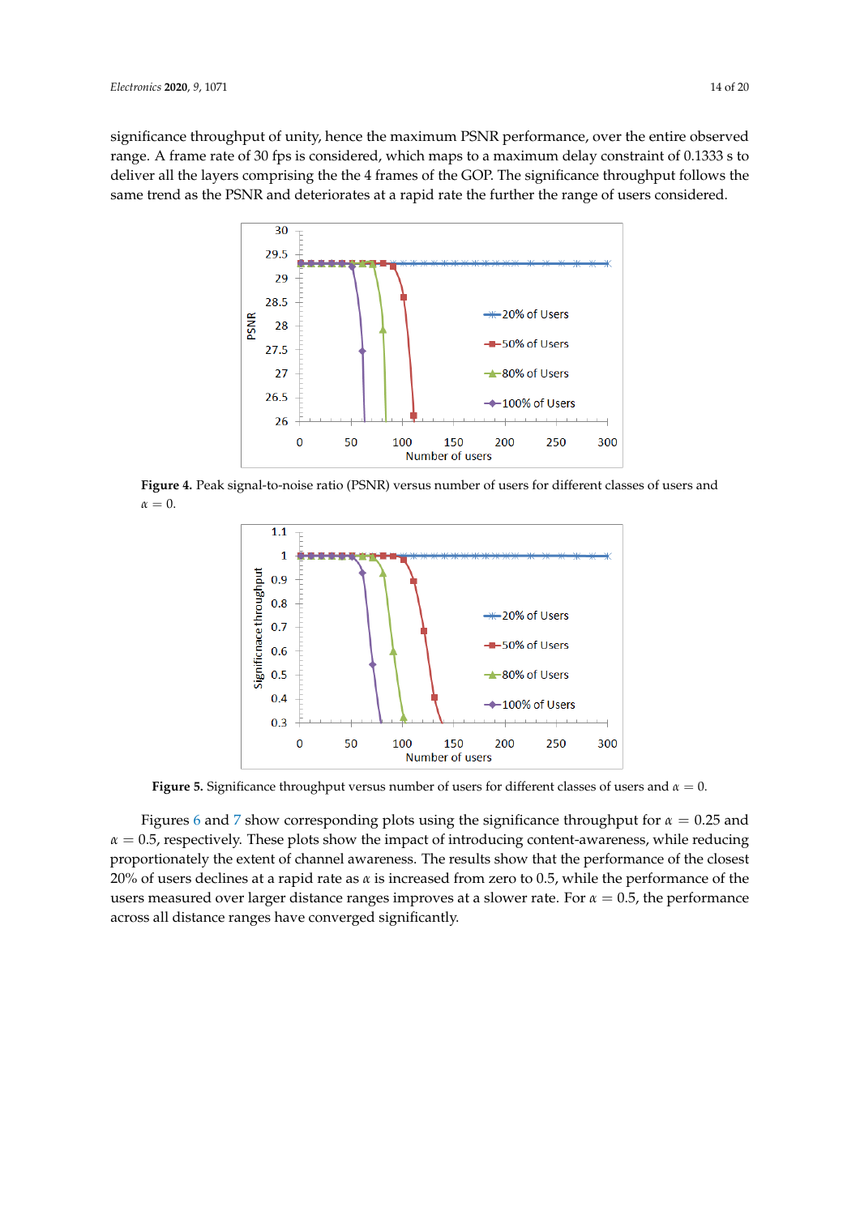significance throughput of unity, hence the maximum PSNR performance, over the entire observed range. A frame rate of 30 fps is considered, which maps to a maximum delay constraint of 0.1333 s to deliver all the layers comprising the the 4 frames of the GOP. The significance throughput follows the same trend as the PSNR and deteriorates at a rapid rate the further the range of users considered.

**Figure 4.** Peak signal-to-noise ratio (PSNR) versus number of users for different classes of users and $\alpha = 0$.

**Figure 5.** Significance throughput versus number of users for different classes of users and $\alpha = 0$.

Figures 6 and 7 show corresponding plots using the significance throughput for $\alpha = 0.25$ and $\alpha = 0.5$, respectively. These plots show the impact of introducing content-awareness, while reducing proportionately the extent of channel awareness. The results show that the performance of the closest 20% of users declines at a rapid rate as $\alpha$ is increased from zero to 0.5, while the performance of the users measured over larger distance ranges improves at a slower rate. For $\alpha = 0.5$, the performance across all distance ranges have converged significantly.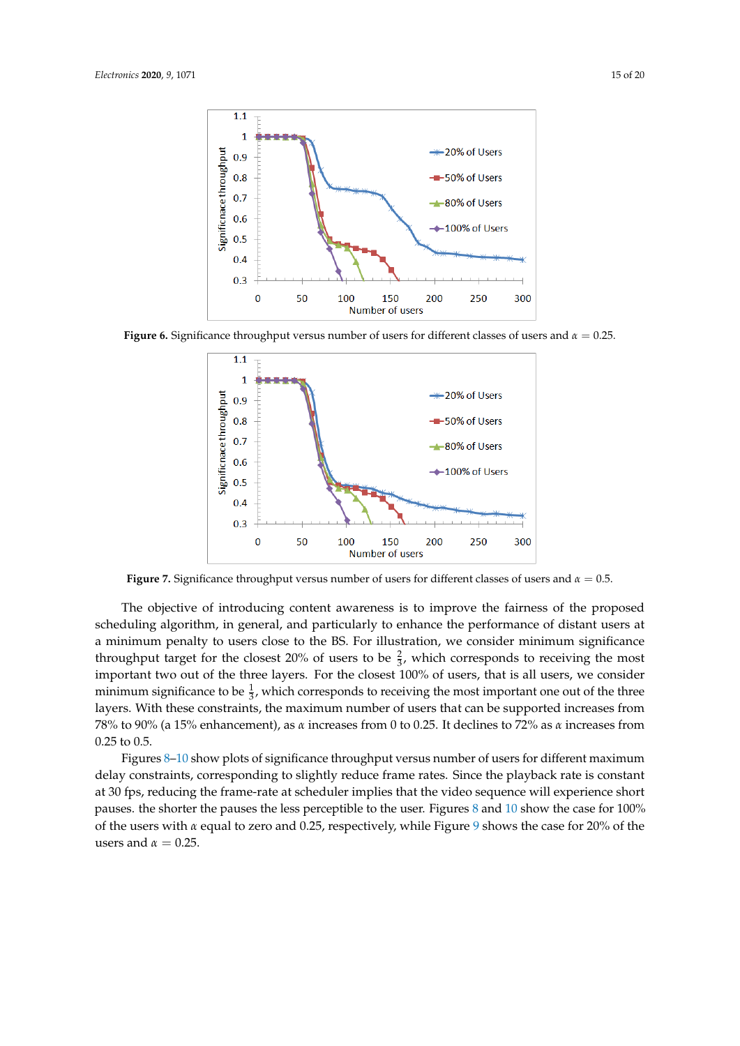**Figure 6.** Significance throughput versus number of users for different classes of users and $\alpha = 0.25$.

**Figure 7.** Significance throughput versus number of users for different classes of users and $\alpha = 0.5$.

The objective of introducing content awareness is to improve the fairness of the proposed scheduling algorithm, in general, and particularly to enhance the performance of distant users at a minimum penalty to users close to the BS. For illustration, we consider minimum significance throughput target for the closest 20% of users to be $\frac{2}{3}$, which corresponds to receiving the most important two out of the three layers. For the closest 100% of users, that is all users, we consider minimum significance to be $\frac{1}{3}$, which corresponds to receiving the most important one out of the three layers. With these constraints, the maximum number of users that can be supported increases from 78% to 90% (a 15% enhancement), as $\alpha$ increases from 0 to 0.25. It declines to 72% as $\alpha$ increases from 0.25 to 0.5.

Figures 8–10 show plots of significance throughput versus number of users for different maximum delay constraints, corresponding to slightly reduce frame rates. Since the playback rate is constant at 30 fps, reducing the frame-rate at scheduler implies that the video sequence will experience short pauses. the shorter the pauses the less perceptible to the user. Figures 8 and 10 show the case for 100% of the users with $\alpha$ equal to zero and 0.25, respectively, while Figure 9 shows the case for 20% of the users and $\alpha = 0.25$.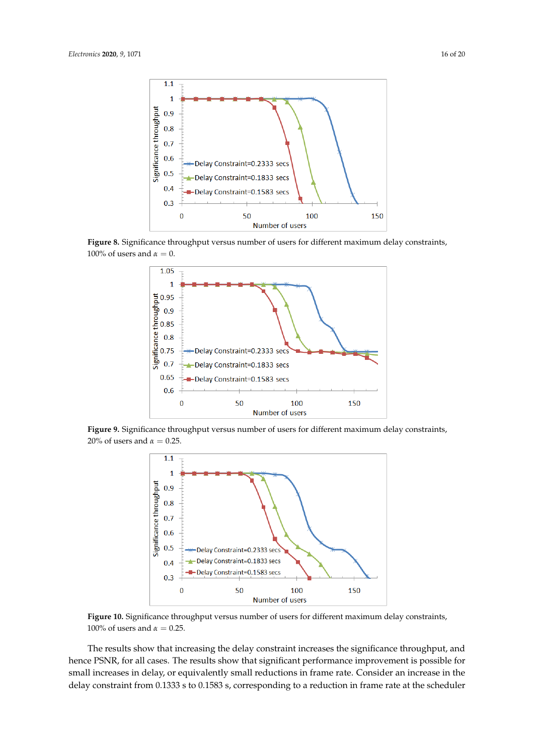**Figure 8.** Significance throughput versus number of users for different maximum delay constraints, 100% of users and $\alpha = 0$.

**Figure 9.** Significance throughput versus number of users for different maximum delay constraints, 20% of users and $\alpha = 0.25$.

**Figure 10.** Significance throughput versus number of users for different maximum delay constraints, 100% of users and $\alpha = 0.25$.

The results show that increasing the delay constraint increases the significance throughput, and hence PSNR, for all cases. The results show that significant performance improvement is possible for small increases in delay, or equivalently small reductions in frame rate. Consider an increase in the delay constraint from 0.1333 s to 0.1583 s, corresponding to a reduction in frame rate at the scheduler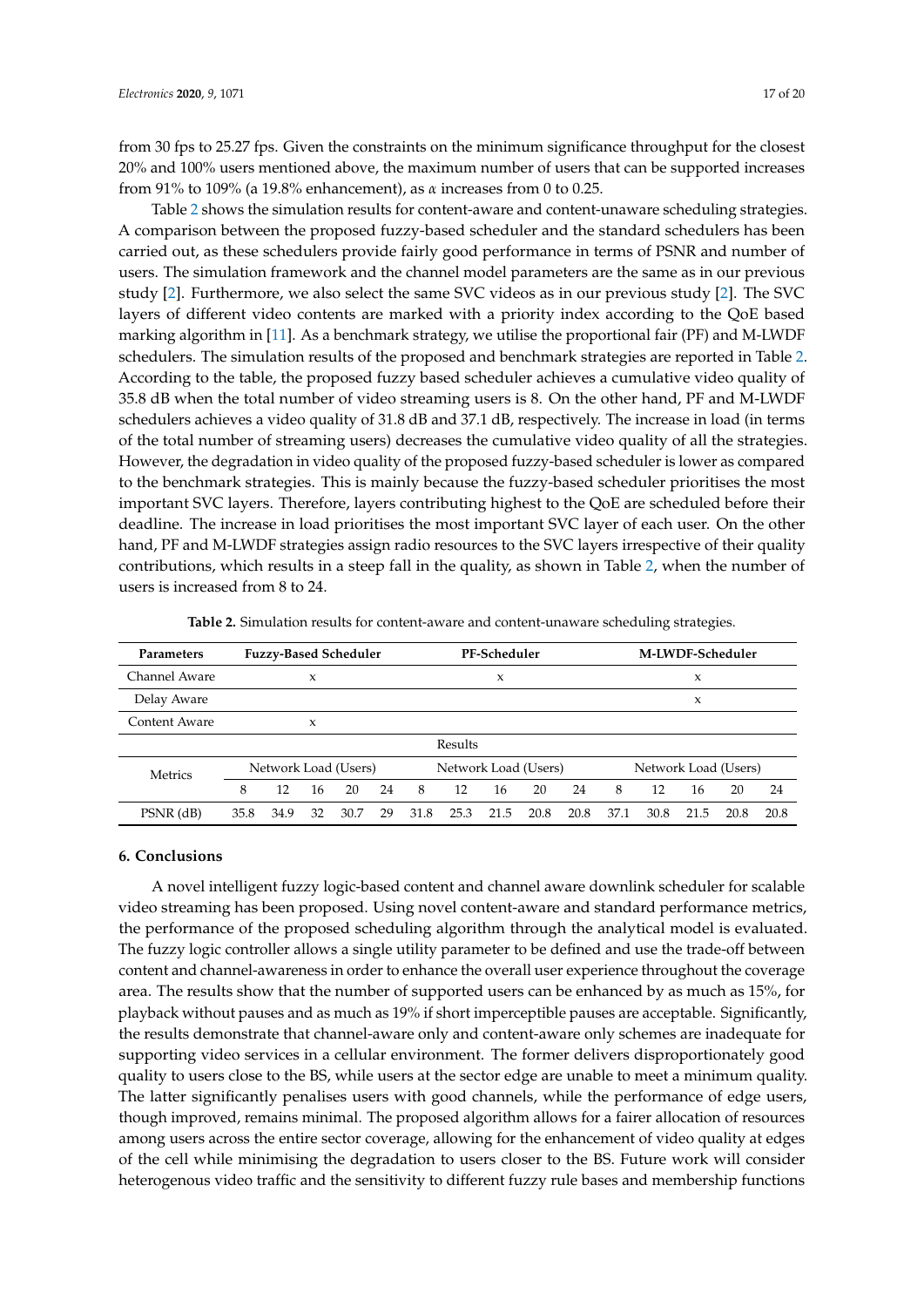from 30 fps to 25.27 fps. Given the constraints on the minimum significance throughput for the closest 20% and 100% users mentioned above, the maximum number of users that can be supported increases from 91% to 109% (a 19.8% enhancement), as $\alpha$ increases from 0 to 0.25.

Table 2 shows the simulation results for content-aware and content-unaware scheduling strategies. A comparison between the proposed fuzzy-based scheduler and the standard schedulers has been carried out, as these schedulers provide fairly good performance in terms of PSNR and number of users. The simulation framework and the channel model parameters are the same as in our previous study [2]. Furthermore, we also select the same SVC videos as in our previous study [2]. The SVC layers of different video contents are marked with a priority index according to the QoE based marking algorithm in [11]. As a benchmark strategy, we utilise the proportional fair (PF) and M-LWDF schedulers. The simulation results of the proposed and benchmark strategies are reported in Table 2. According to the table, the proposed fuzzy based scheduler achieves a cumulative video quality of 35.8 dB when the total number of video streaming users is 8. On the other hand, PF and M-LWDF schedulers achieves a video quality of 31.8 dB and 37.1 dB, respectively. The increase in load (in terms of the total number of streaming users) decreases the cumulative video quality of all the strategies. However, the degradation in video quality of the proposed fuzzy-based scheduler is lower as compared to the benchmark strategies. This is mainly because the fuzzy-based scheduler prioritises the most important SVC layers. Therefore, layers contributing highest to the QoE are scheduled before their deadline. The increase in load prioritises the most important SVC layer of each user. On the other hand, PF and M-LWDF strategies assign radio resources to the SVC layers irrespective of their quality contributions, which results in a steep fall in the quality, as shown in Table 2, when the number of users is increased from 8 to 24.

**Table 2.** Simulation results for content-aware and content-unaware scheduling strategies.

| **Parameters** | **Fuzzy-Based Scheduler** | | | | | **PF-Scheduler** | | | | | **M-LWDF-Scheduler** | | | | |
|---|---|---|---|---|---|---|---|---|---|---|---|---|---|---|---|
| Channel Aware | x | | | | | x | | | | | x | | | | |
| Delay Aware | | | | | | | | | | | x | | | | |
| Content Aware | x | | | | | | | | | | | | | | |
| Results | | | | | | | | | | | | | | | |
| Metrics | Network Load (Users) | | | | | Network Load (Users) | | | | | Network Load (Users) | | | | |
| | 8 | 12 | 16 | 20 | 24 | 8 | 12 | 16 | 20 | 24 | 8 | 12 | 16 | 20 | 24 |
| PSNR (dB) | 35.8 | 34.9 | 32 | 30.7 | 29 | 31.8 | 25.3 | 21.5 | 20.8 | 20.8 | 37.1 | 30.8 | 21.5 | 20.8 | 20.8 |

## 6. Conclusions

A novel intelligent fuzzy logic-based content and channel aware downlink scheduler for scalable video streaming has been proposed. Using novel content-aware and standard performance metrics, the performance of the proposed scheduling algorithm through the analytical model is evaluated. The fuzzy logic controller allows a single utility parameter to be defined and use the trade-off between content and channel-awareness in order to enhance the overall user experience throughout the coverage area. The results show that the number of supported users can be enhanced by as much as 15%, for playback without pauses and as much as 19% if short imperceptible pauses are acceptable. Significantly, the results demonstrate that channel-aware only and content-aware only schemes are inadequate for supporting video services in a cellular environment. The former delivers disproportionately good quality to users close to the BS, while users at the sector edge are unable to meet a minimum quality. The latter significantly penalises users with good channels, while the performance of edge users, though improved, remains minimal. The proposed algorithm allows for a fairer allocation of resources among users across the entire sector coverage, allowing for the enhancement of video quality at edges of the cell while minimising the degradation to users closer to the BS. Future work will consider heterogenous video traffic and the sensitivity to different fuzzy rule bases and membership functions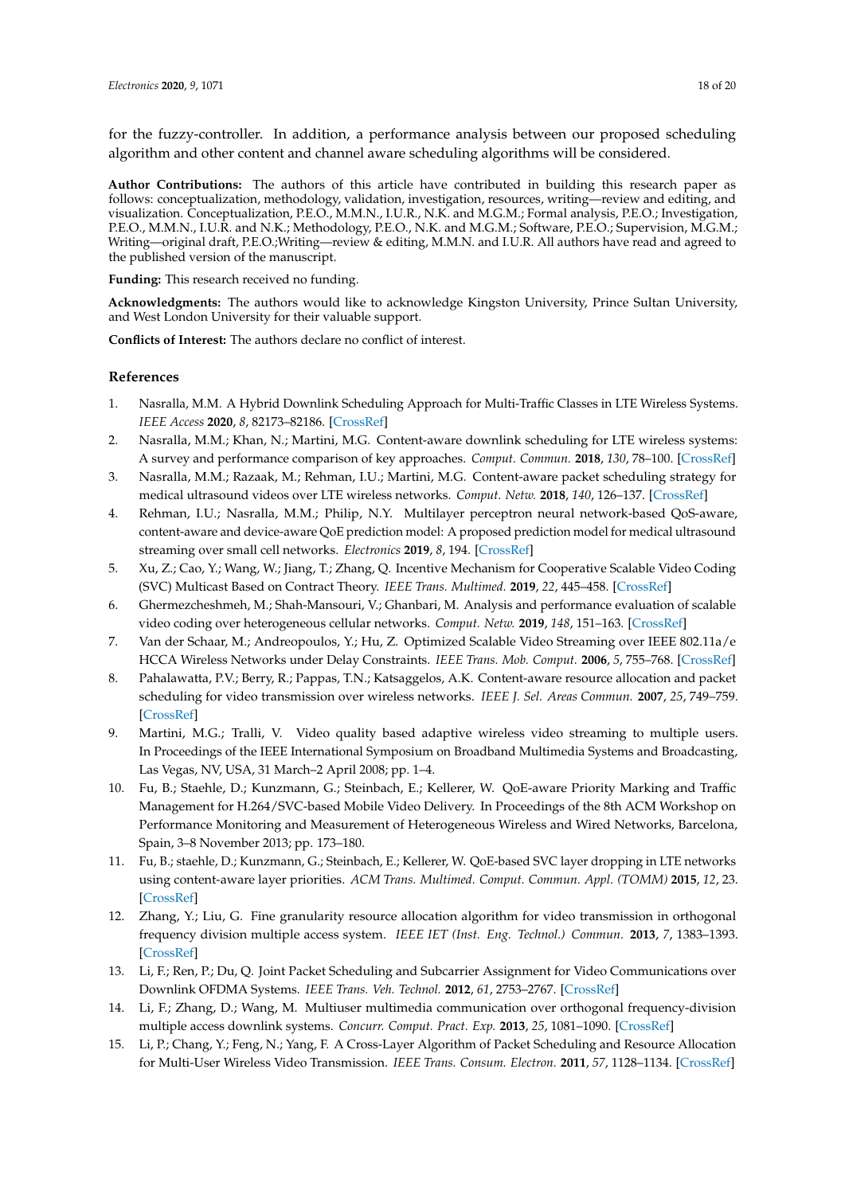for the fuzzy-controller. In addition, a performance analysis between our proposed scheduling algorithm and other content and channel aware scheduling algorithms will be considered.

**Author Contributions:** The authors of this article have contributed in building this research paper as follows: conceptualization, methodology, validation, investigation, resources, writing—review and editing, and visualization. Conceptualization, P.E.O., M.M.N., I.U.R., N.K. and M.G.M.; Formal analysis, P.E.O.; Investigation, P.E.O., M.M.N., I.U.R. and N.K.; Methodology, P.E.O., N.K. and M.G.M.; Software, P.E.O.; Supervision, M.G.M.; Writing—original draft, P.E.O.;Writing—review & editing, M.M.N. and I.U.R. All authors have read and agreed to the published version of the manuscript.

**Funding:** This research received no funding.

**Acknowledgments:** The authors would like to acknowledge Kingston University, Prince Sultan University, and West London University for their valuable support.

**Conflicts of Interest:** The authors declare no conflict of interest.

## References

1. Nasralla, M.M. A Hybrid Downlink Scheduling Approach for Multi-Traffic Classes in LTE Wireless Systems. *IEEE Access* **2020**, *8*, 82173–82186. [CrossRef]
2. Nasralla, M.M.; Khan, N.; Martini, M.G. Content-aware downlink scheduling for LTE wireless systems: A survey and performance comparison of key approaches. *Comput. Commun.* **2018**, *130*, 78–100. [CrossRef]
3. Nasralla, M.M.; Razaak, M.; Rehman, I.U.; Martini, M.G. Content-aware packet scheduling strategy for medical ultrasound videos over LTE wireless networks. *Comput. Netw.* **2018**, *140*, 126–137. [CrossRef]
4. Rehman, I.U.; Nasralla, M.M.; Philip, N.Y. Multilayer perceptron neural network-based QoS-aware, content-aware and device-aware QoE prediction model: A proposed prediction model for medical ultrasound streaming over small cell networks. *Electronics* **2019**, *8*, 194. [CrossRef]
5. Xu, Z.; Cao, Y.; Wang, W.; Jiang, T.; Zhang, Q. Incentive Mechanism for Cooperative Scalable Video Coding (SVC) Multicast Based on Contract Theory. *IEEE Trans. Multimed.* **2019**, *22*, 445–458. [CrossRef]
6. Ghermezcheshmeh, M.; Shah-Mansouri, V.; Ghanbari, M. Analysis and performance evaluation of scalable video coding over heterogeneous cellular networks. *Comput. Netw.* **2019**, *148*, 151–163. [CrossRef]
7. Van der Schaar, M.; Andreopoulos, Y.; Hu, Z. Optimized Scalable Video Streaming over IEEE 802.11a/e HCCA Wireless Networks under Delay Constraints. *IEEE Trans. Mob. Comput.* **2006**, *5*, 755–768. [CrossRef]
8. Pahalawatta, P.V.; Berry, R.; Pappas, T.N.; Katsaggelos, A.K. Content-aware resource allocation and packet scheduling for video transmission over wireless networks. *IEEE J. Sel. Areas Commun.* **2007**, *25*, 749–759. [CrossRef]
9. Martini, M.G.; Tralli, V. Video quality based adaptive wireless video streaming to multiple users. In Proceedings of the IEEE International Symposium on Broadband Multimedia Systems and Broadcasting, Las Vegas, NV, USA, 31 March–2 April 2008; pp. 1–4.
10. Fu, B.; Staehle, D.; Kunzmann, G.; Steinbach, E.; Kellerer, W. QoE-aware Priority Marking and Traffic Management for H.264/SVC-based Mobile Video Delivery. In Proceedings of the 8th ACM Workshop on Performance Monitoring and Measurement of Heterogeneous Wireless and Wired Networks, Barcelona, Spain, 3–8 November 2013; pp. 173–180.
11. Fu, B.; staehle, D.; Kunzmann, G.; Steinbach, E.; Kellerer, W. QoE-based SVC layer dropping in LTE networks using content-aware layer priorities. *ACM Trans. Multimed. Comput. Commun. Appl. (TOMM)* **2015**, *12*, 23. [CrossRef]
12. Zhang, Y.; Liu, G. Fine granularity resource allocation algorithm for video transmission in orthogonal frequency division multiple access system. *IEEE IET (Inst. Eng. Technol.) Commun.* **2013**, *7*, 1383–1393. [CrossRef]
13. Li, F.; Ren, P.; Du, Q. Joint Packet Scheduling and Subcarrier Assignment for Video Communications over Downlink OFDMA Systems. *IEEE Trans. Veh. Technol.* **2012**, *61*, 2753–2767. [CrossRef]
14. Li, F.; Zhang, D.; Wang, M. Multiuser multimedia communication over orthogonal frequency-division multiple access downlink systems. *Concurr. Comput. Pract. Exp.* **2013**, *25*, 1081–1090. [CrossRef]
15. Li, P.; Chang, Y.; Feng, N.; Yang, F. A Cross-Layer Algorithm of Packet Scheduling and Resource Allocation for Multi-User Wireless Video Transmission. *IEEE Trans. Consum. Electron.* **2011**, *57*, 1128–1134. [CrossRef]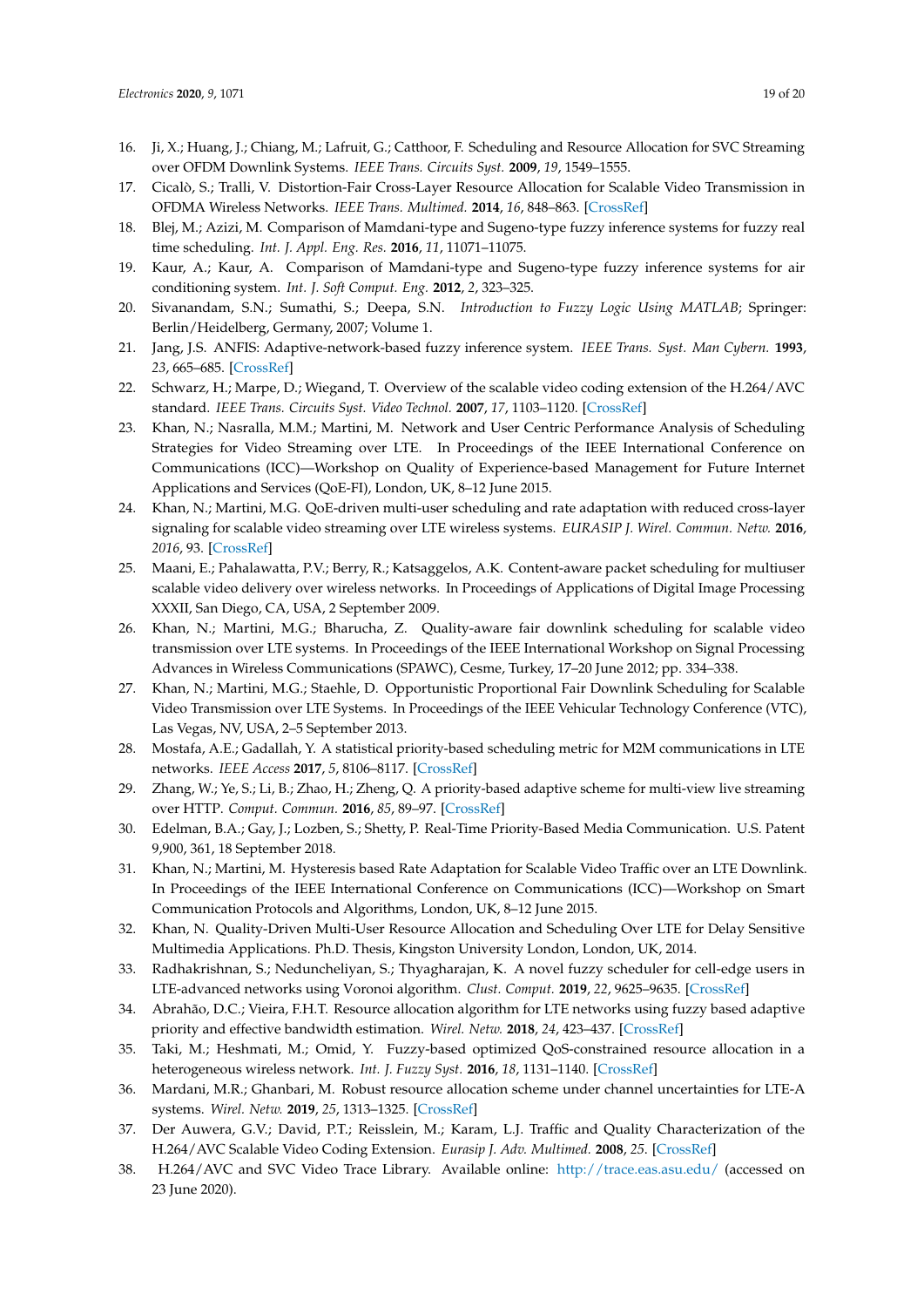16. Ji, X.; Huang, J.; Chiang, M.; Lafruit, G.; Catthoor, F. Scheduling and Resource Allocation for SVC Streaming over OFDM Downlink Systems. *IEEE Trans. Circuits Syst.* **2009**, *19*, 1549–1555.
17. Cicalò, S.; Tralli, V. Distortion-Fair Cross-Layer Resource Allocation for Scalable Video Transmission in OFDMA Wireless Networks. *IEEE Trans. Multimed.* **2014**, *16*, 848–863. [CrossRef]
18. Blej, M.; Azizi, M. Comparison of Mamdani-type and Sugeno-type fuzzy inference systems for fuzzy real time scheduling. *Int. J. Appl. Eng. Res.* **2016**, *11*, 11071–11075.
19. Kaur, A.; Kaur, A. Comparison of Mamdani-type and Sugeno-type fuzzy inference systems for air conditioning system. *Int. J. Soft Comput. Eng.* **2012**, *2*, 323–325.
20. Sivanandam, S.N.; Sumathi, S.; Deepa, S.N. *Introduction to Fuzzy Logic Using MATLAB*; Springer: Berlin/Heidelberg, Germany, 2007; Volume 1.
21. Jang, J.S. ANFIS: Adaptive-network-based fuzzy inference system. *IEEE Trans. Syst. Man Cybern.* **1993**, *23*, 665–685. [CrossRef]
22. Schwarz, H.; Marpe, D.; Wiegand, T. Overview of the scalable video coding extension of the H.264/AVC standard. *IEEE Trans. Circuits Syst. Video Technol.* **2007**, *17*, 1103–1120. [CrossRef]
23. Khan, N.; Nasralla, M.M.; Martini, M. Network and User Centric Performance Analysis of Scheduling Strategies for Video Streaming over LTE. In Proceedings of the IEEE International Conference on Communications (ICC)—Workshop on Quality of Experience-based Management for Future Internet Applications and Services (QoE-FI), London, UK, 8–12 June 2015.
24. Khan, N.; Martini, M.G. QoE-driven multi-user scheduling and rate adaptation with reduced cross-layer signaling for scalable video streaming over LTE wireless systems. *EURASIP J. Wirel. Commun. Netw.* **2016**, *2016*, 93. [CrossRef]
25. Maani, E.; Pahalawatta, P.V.; Berry, R.; Katsaggelos, A.K. Content-aware packet scheduling for multiuser scalable video delivery over wireless networks. In Proceedings of Applications of Digital Image Processing XXXII, San Diego, CA, USA, 2 September 2009.
26. Khan, N.; Martini, M.G.; Bharucha, Z. Quality-aware fair downlink scheduling for scalable video transmission over LTE systems. In Proceedings of the IEEE International Workshop on Signal Processing Advances in Wireless Communications (SPAWC), Cesme, Turkey, 17–20 June 2012; pp. 334–338.
27. Khan, N.; Martini, M.G.; Staehle, D. Opportunistic Proportional Fair Downlink Scheduling for Scalable Video Transmission over LTE Systems. In Proceedings of the IEEE Vehicular Technology Conference (VTC), Las Vegas, NV, USA, 2–5 September 2013.
28. Mostafa, A.E.; Gadallah, Y. A statistical priority-based scheduling metric for M2M communications in LTE networks. *IEEE Access* **2017**, *5*, 8106–8117. [CrossRef]
29. Zhang, W.; Ye, S.; Li, B.; Zhao, H.; Zheng, Q. A priority-based adaptive scheme for multi-view live streaming over HTTP. *Comput. Commun.* **2016**, *85*, 89–97. [CrossRef]
30. Edelman, B.A.; Gay, J.; Lozben, S.; Shetty, P. Real-Time Priority-Based Media Communication. U.S. Patent 9,900, 361, 18 September 2018.
31. Khan, N.; Martini, M. Hysteresis based Rate Adaptation for Scalable Video Traffic over an LTE Downlink. In Proceedings of the IEEE International Conference on Communications (ICC)—Workshop on Smart Communication Protocols and Algorithms, London, UK, 8–12 June 2015.
32. Khan, N. Quality-Driven Multi-User Resource Allocation and Scheduling Over LTE for Delay Sensitive Multimedia Applications. Ph.D. Thesis, Kingston University London, London, UK, 2014.
33. Radhakrishnan, S.; Neduncheliyan, S.; Thyagharajan, K. A novel fuzzy scheduler for cell-edge users in LTE-advanced networks using Voronoi algorithm. *Clust. Comput.* **2019**, *22*, 9625–9635. [CrossRef]
34. Abrahão, D.C.; Vieira, F.H.T. Resource allocation algorithm for LTE networks using fuzzy based adaptive priority and effective bandwidth estimation. *Wirel. Netw.* **2018**, *24*, 423–437. [CrossRef]
35. Taki, M.; Heshmati, M.; Omid, Y. Fuzzy-based optimized QoS-constrained resource allocation in a heterogeneous wireless network. *Int. J. Fuzzy Syst.* **2016**, *18*, 1131–1140. [CrossRef]
36. Mardani, M.R.; Ghanbari, M. Robust resource allocation scheme under channel uncertainties for LTE-A systems. *Wirel. Netw.* **2019**, *25*, 1313–1325. [CrossRef]
37. Der Auwera, G.V.; David, P.T.; Reisslein, M.; Karam, L.J. Traffic and Quality Characterization of the H.264/AVC Scalable Video Coding Extension. *Eurasip J. Adv. Multimed.* **2008**, *25*. [CrossRef]
38. H.264/AVC and SVC Video Trace Library. Available online: http://trace.eas.asu.edu/ (accessed on 23 June 2020).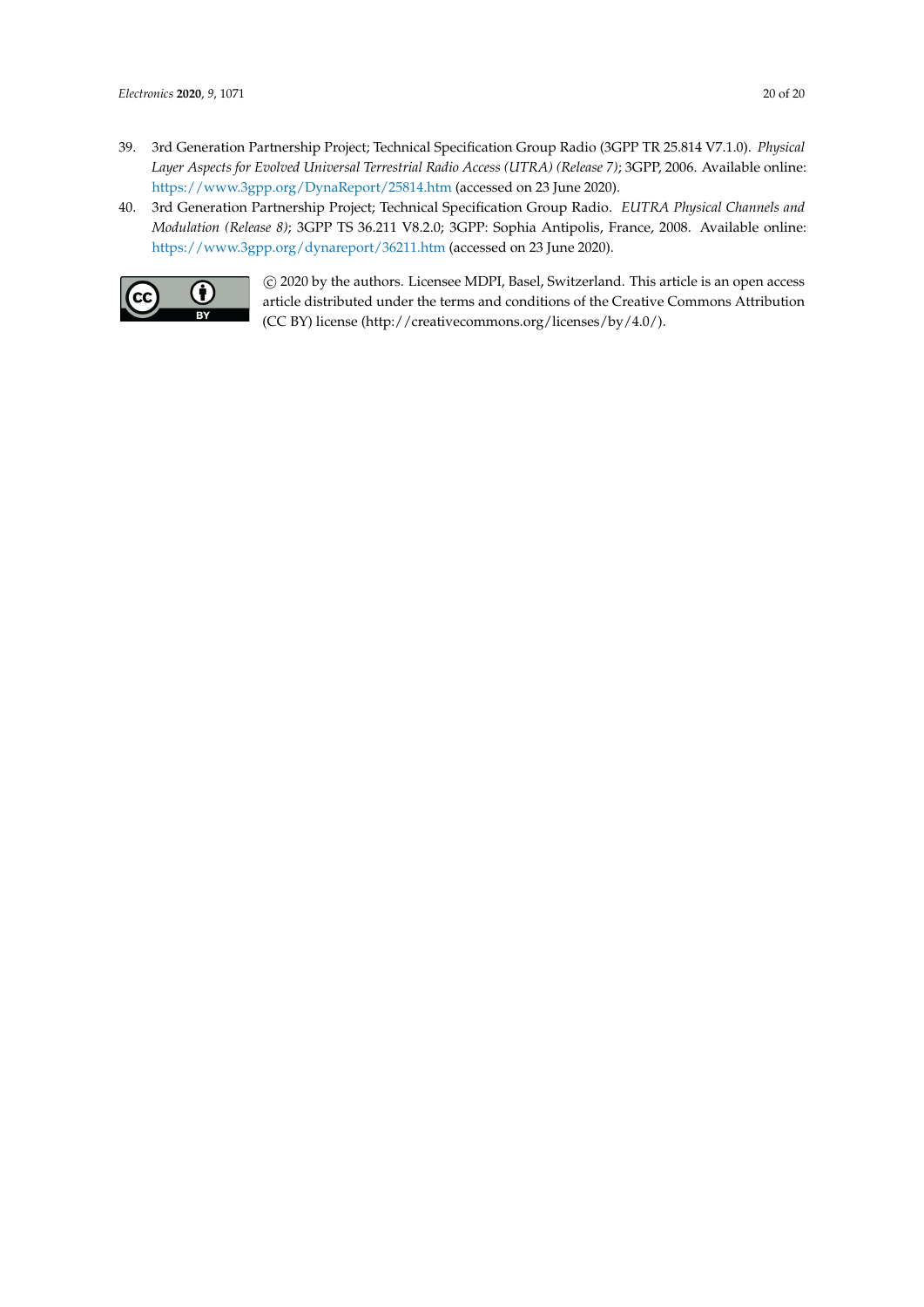39. 3rd Generation Partnership Project; Technical Specification Group Radio (3GPP TR 25.814 V7.1.0). *Physical Layer Aspects for Evolved Universal Terrestrial Radio Access (UTRA) (Release 7)*; 3GPP, 2006. Available online: https://www.3gpp.org/DynaReport/25814.htm (accessed on 23 June 2020).
40. 3rd Generation Partnership Project; Technical Specification Group Radio. *EUTRA Physical Channels and Modulation (Release 8)*; 3GPP TS 36.211 V8.2.0; 3GPP: Sophia Antipolis, France, 2008. Available online: https://www.3gpp.org/dynareport/36211.htm (accessed on 23 June 2020).

© 2020 by the authors. Licensee MDPI, Basel, Switzerland. This article is an open access article distributed under the terms and conditions of the Creative Commons Attribution (CC BY) license (http://creativecommons.org/licenses/by/4.0/).